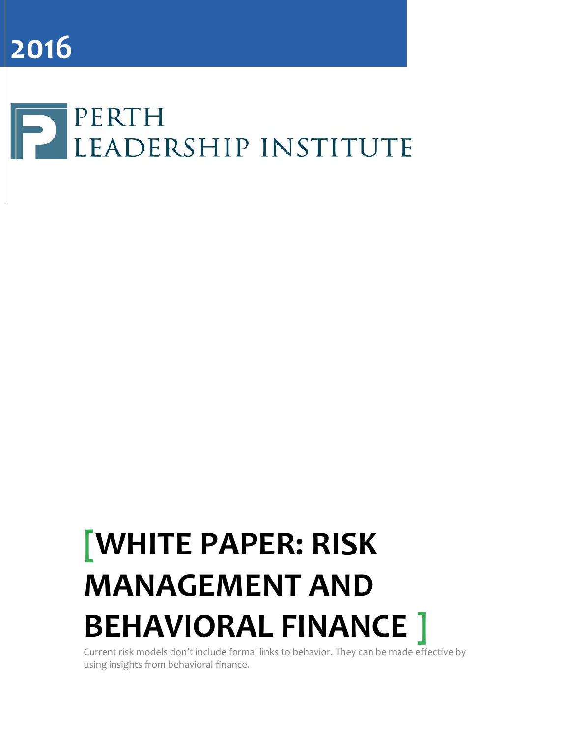2016

PERTH LEADERSHIP INSTITUTE

# [WHITE PAPER: RISK MANAGEMENT AND BEHAVIORAL FINANCE ]

Current risk models don't include formal links to behavior. They can be made effective by using insights from behavioral finance.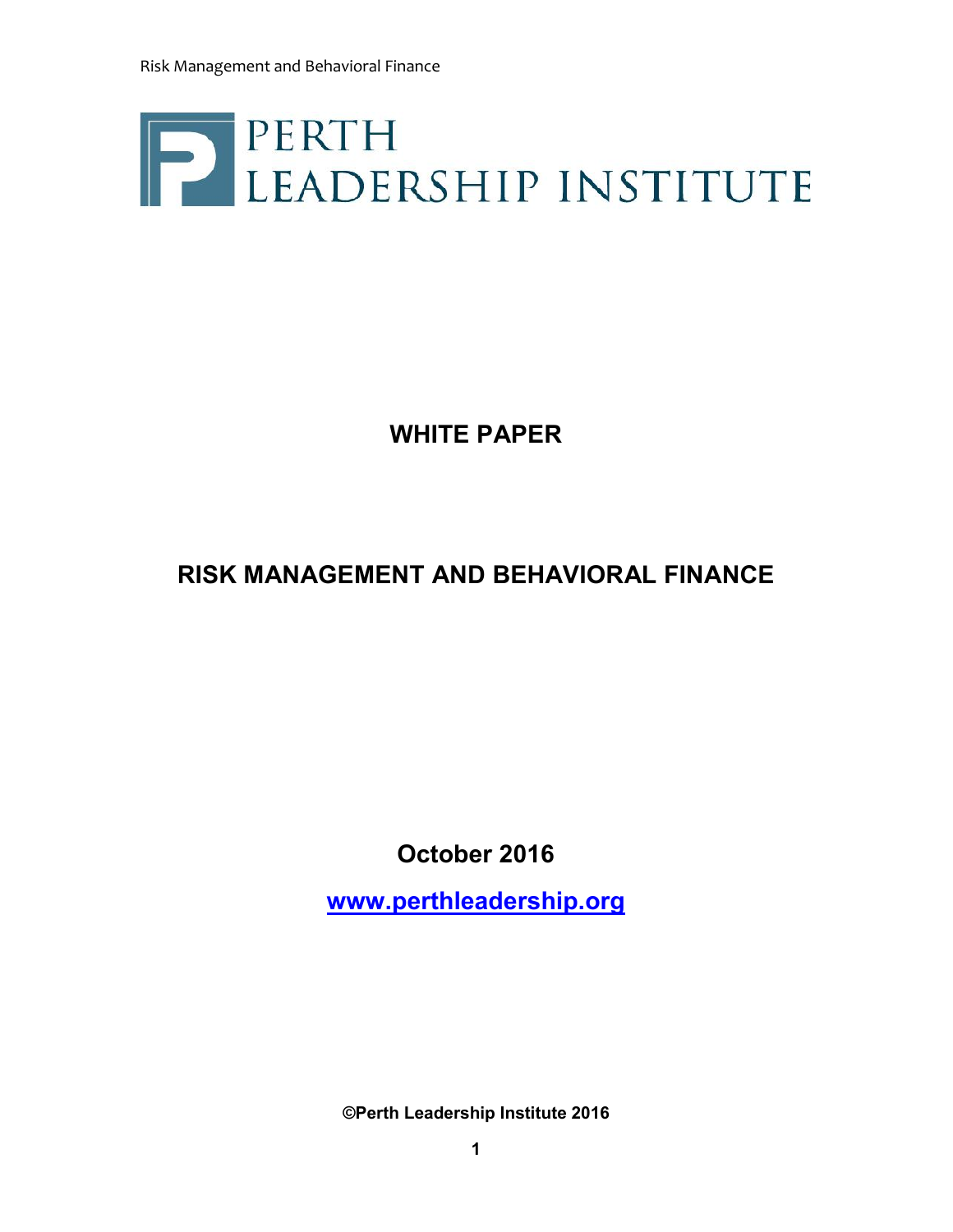PERTH LEADERSHIP INSTITUTE

**WHITE PAPER**

**RISK MANAGEMENT AND BEHAVIORAL FINANCE**

**October 2016**

**www.perthleadership.org**

**©Perth Leadership Institute 2016**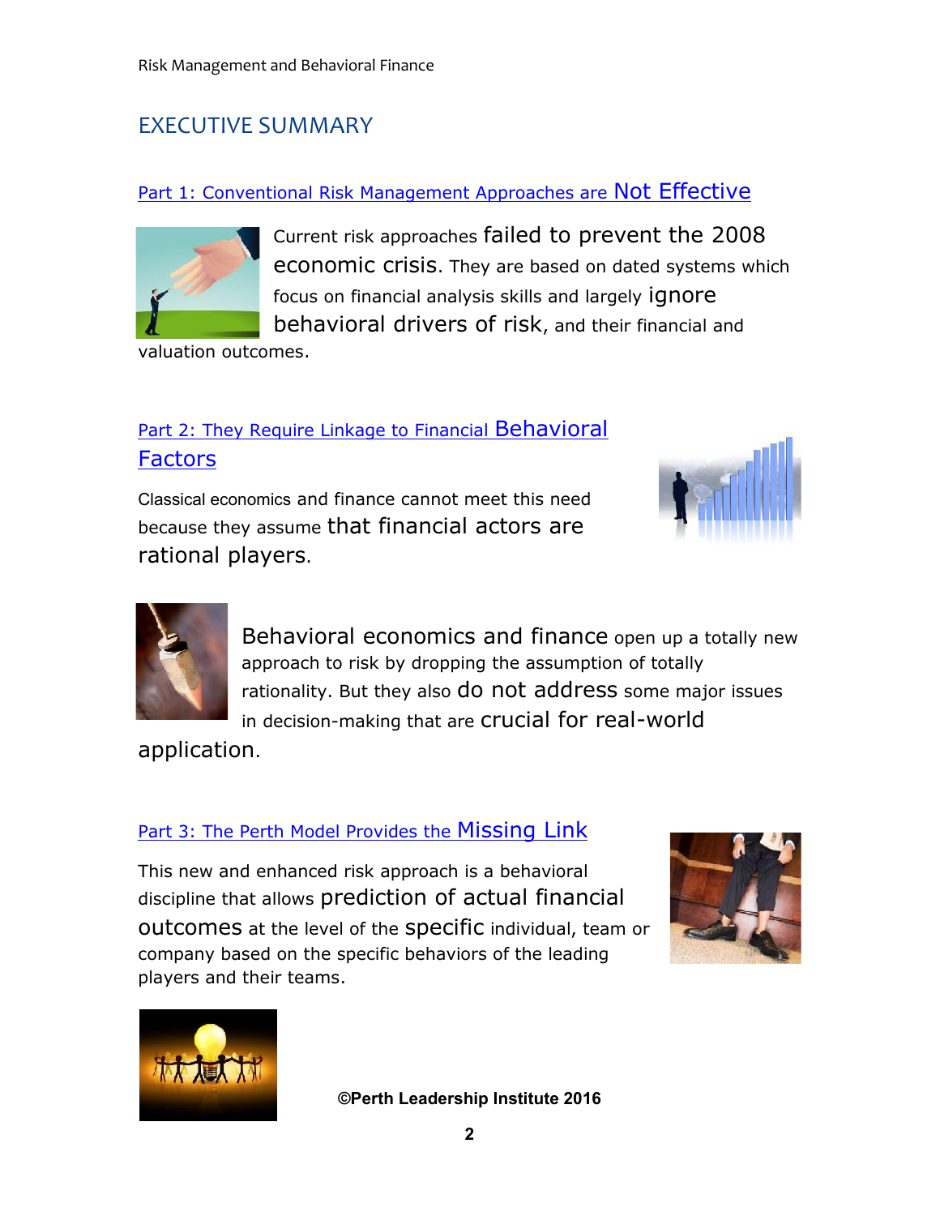# EXECUTIVE SUMMARY

## Part 1: Conventional Risk Management Approaches are Not Effective

Current risk approaches failed to prevent the 2008 economic crisis. They are based on dated systems which focus on financial analysis skills and largely ignore behavioral drivers of risk, and their financial and valuation outcomes.

## Part 2: They Require Linkage to Financial Behavioral Factors

Classical economics and finance cannot meet this need because they assume that financial actors are rational players.

Behavioral economics and finance open up a totally new approach to risk by dropping the assumption of totally rationality. But they also do not address some major issues in decision-making that are crucial for real-world application.

## Part 3: The Perth Model Provides the Missing Link

This new and enhanced risk approach is a behavioral discipline that allows prediction of actual financial outcomes at the level of the specific individual, team or company based on the specific behaviors of the leading players and their teams.

**©Perth Leadership Institute 2016**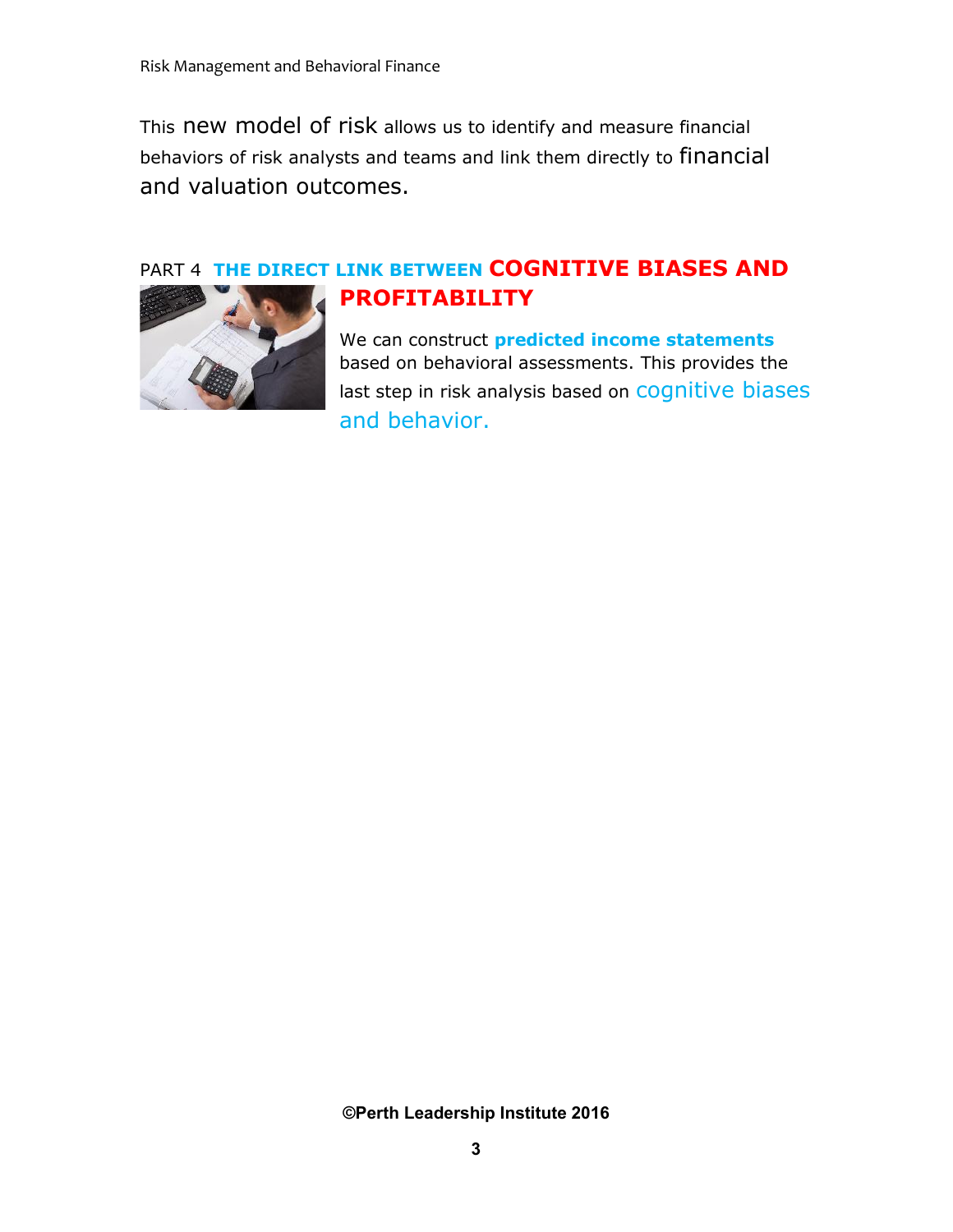This new model of risk allows us to identify and measure financial behaviors of risk analysts and teams and link them directly to financial and valuation outcomes.

## PART 4 THE DIRECT LINK BETWEEN COGNITIVE BIASES AND PROFITABILITY

We can construct **predicted income statements** based on behavioral assessments. This provides the last step in risk analysis based on cognitive biases and behavior.

**©Perth Leadership Institute 2016**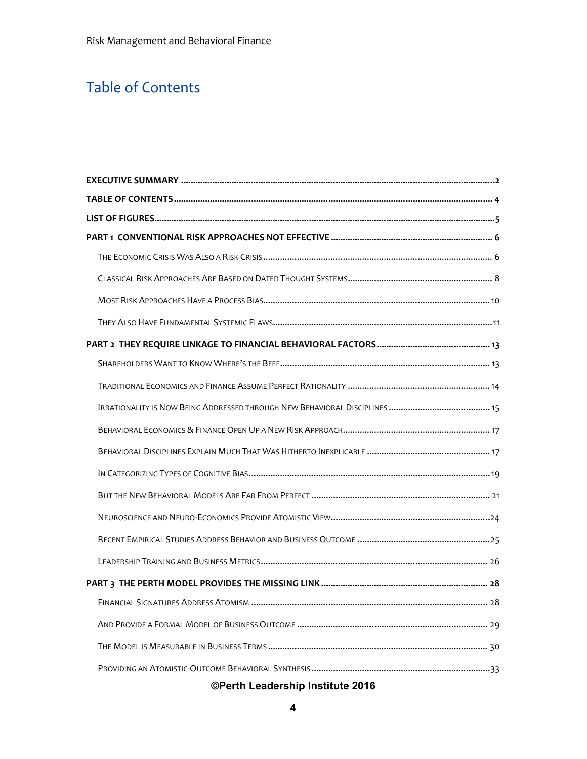# Table of Contents

EXECUTIVE SUMMARY ... 2

TABLE OF CONTENTS ... 4

LIST OF FIGURES ... 5

PART 1 CONVENTIONAL RISK APPROACHES NOT EFFECTIVE ... 6

- THE ECONOMIC CRISIS WAS ALSO A RISK CRISIS ... 6
- CLASSICAL RISK APPROACHES ARE BASED ON DATED THOUGHT SYSTEMS ... 8
- MOST RISK APPROACHES HAVE A PROCESS BIAS ... 10
- THEY ALSO HAVE FUNDAMENTAL SYSTEMIC FLAWS ... 11

PART 2 THEY REQUIRE LINKAGE TO FINANCIAL BEHAVIORAL FACTORS ... 13

- SHAREHOLDERS WANT TO KNOW WHERE'S THE BEEF ... 13
- TRADITIONAL ECONOMICS AND FINANCE ASSUME PERFECT RATIONALITY ... 14
- IRRATIONALITY IS NOW BEING ADDRESSED THROUGH NEW BEHAVIORAL DISCIPLINES ... 15
- BEHAVIORAL ECONOMICS & FINANCE OPEN UP A NEW RISK APPROACH ... 17
- BEHAVIORAL DISCIPLINES EXPLAIN MUCH THAT WAS HITHERTO INEXPLICABLE ... 17
- IN CATEGORIZING TYPES OF COGNITIVE BIAS ... 19
- BUT THE NEW BEHAVIORAL MODELS ARE FAR FROM PERFECT ... 21
- NEUROSCIENCE AND NEURO-ECONOMICS PROVIDE ATOMISTIC VIEW ... 24
- RECENT EMPIRICAL STUDIES ADDRESS BEHAVIOR AND BUSINESS OUTCOME ... 25
- LEADERSHIP TRAINING AND BUSINESS METRICS ... 26

PART 3 THE PERTH MODEL PROVIDES THE MISSING LINK ... 28

- FINANCIAL SIGNATURES ADDRESS ATOMISM ... 28
- AND PROVIDE A FORMAL MODEL OF BUSINESS OUTCOME ... 29
- THE MODEL IS MEASURABLE IN BUSINESS TERMS ... 30
- PROVIDING AN ATOMISTIC-OUTCOME BEHAVIORAL SYNTHESIS ... 33

©Perth Leadership Institute 2016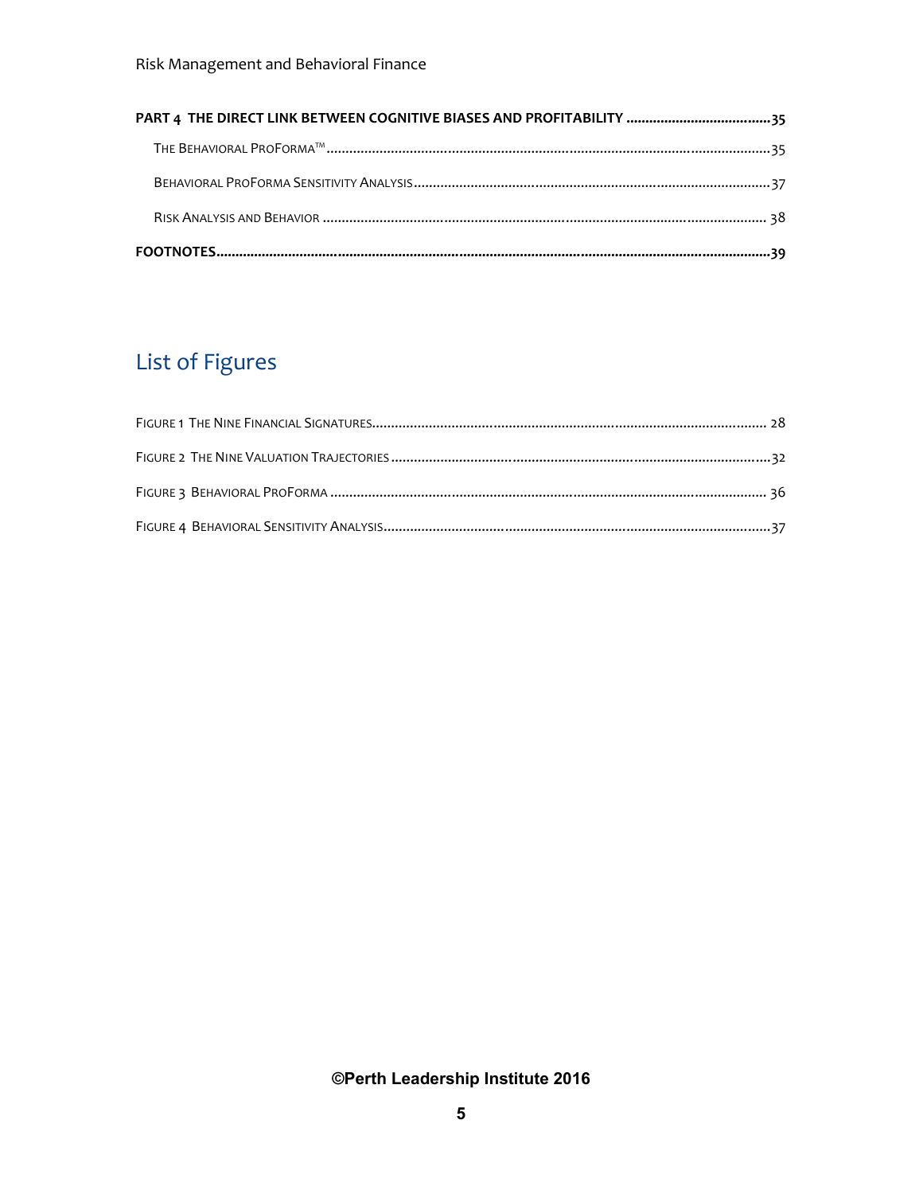**PART 4 THE DIRECT LINK BETWEEN COGNITIVE BIASES AND PROFITABILITY .....................................35**

THE BEHAVIORAL PROFORMA™ .....................................................................................................35

BEHAVIORAL PROFORMA SENSITIVITY ANALYSIS .............................................................................37

RISK ANALYSIS AND BEHAVIOR ...................................................................................................38

**FOOTNOTES...............................................................................................................................39**

## List of Figures

FIGURE 1 THE NINE FINANCIAL SIGNATURES.......................................................................................28

FIGURE 2 THE NINE VALUATION TRAJECTORIES ..................................................................................32

FIGURE 3 BEHAVIORAL PROFORMA .....................................................................................................36

FIGURE 4 BEHAVIORAL SENSITIVITY ANALYSIS.....................................................................................37

©Perth Leadership Institute 2016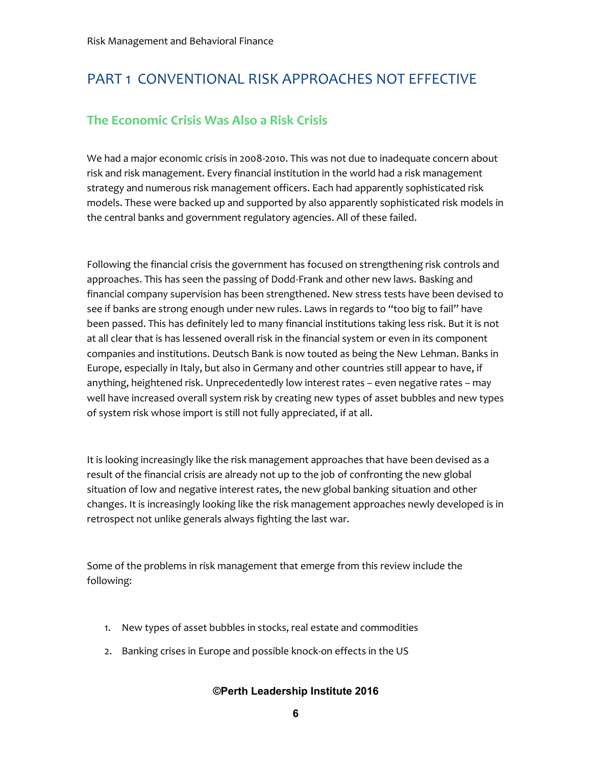# PART 1 CONVENTIONAL RISK APPROACHES NOT EFFECTIVE

## The Economic Crisis Was Also a Risk Crisis

We had a major economic crisis in 2008-2010. This was not due to inadequate concern about risk and risk management. Every financial institution in the world had a risk management strategy and numerous risk management officers. Each had apparently sophisticated risk models. These were backed up and supported by also apparently sophisticated risk models in the central banks and government regulatory agencies. All of these failed.

Following the financial crisis the government has focused on strengthening risk controls and approaches. This has seen the passing of Dodd-Frank and other new laws. Basking and financial company supervision has been strengthened. New stress tests have been devised to see if banks are strong enough under new rules. Laws in regards to "too big to fail" have been passed. This has definitely led to many financial institutions taking less risk. But it is not at all clear that is has lessened overall risk in the financial system or even in its component companies and institutions. Deutsch Bank is now touted as being the New Lehman. Banks in Europe, especially in Italy, but also in Germany and other countries still appear to have, if anything, heightened risk. Unprecedentedly low interest rates – even negative rates – may well have increased overall system risk by creating new types of asset bubbles and new types of system risk whose import is still not fully appreciated, if at all.

It is looking increasingly like the risk management approaches that have been devised as a result of the financial crisis are already not up to the job of confronting the new global situation of low and negative interest rates, the new global banking situation and other changes. It is increasingly looking like the risk management approaches newly developed is in retrospect not unlike generals always fighting the last war.

Some of the problems in risk management that emerge from this review include the following:

1. New types of asset bubbles in stocks, real estate and commodities
2. Banking crises in Europe and possible knock-on effects in the US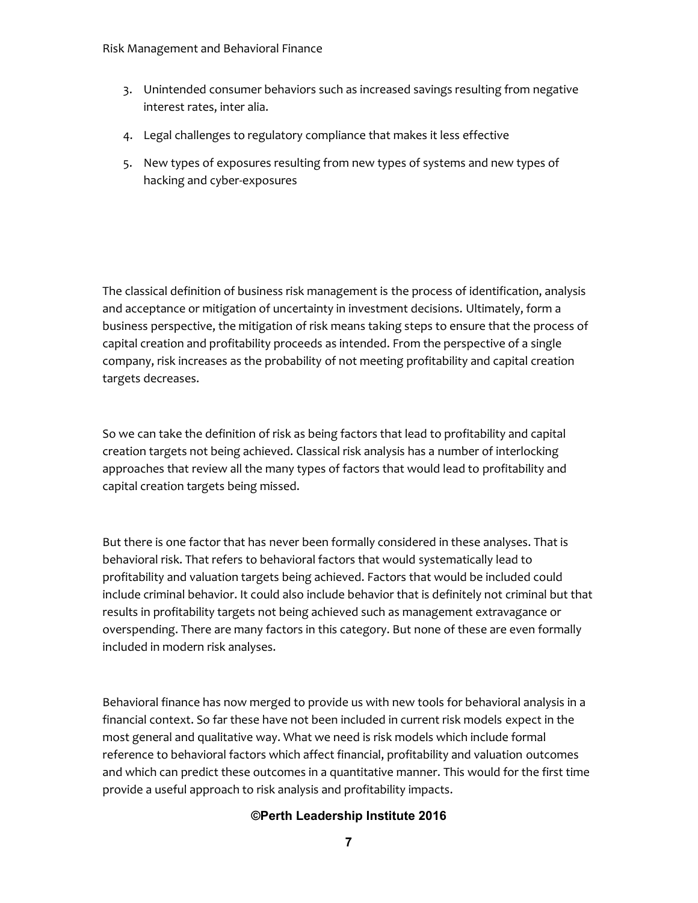3. Unintended consumer behaviors such as increased savings resulting from negative interest rates, inter alia.
4. Legal challenges to regulatory compliance that makes it less effective
5. New types of exposures resulting from new types of systems and new types of hacking and cyber-exposures

The classical definition of business risk management is the process of identification, analysis and acceptance or mitigation of uncertainty in investment decisions. Ultimately, form a business perspective, the mitigation of risk means taking steps to ensure that the process of capital creation and profitability proceeds as intended. From the perspective of a single company, risk increases as the probability of not meeting profitability and capital creation targets decreases.

So we can take the definition of risk as being factors that lead to profitability and capital creation targets not being achieved. Classical risk analysis has a number of interlocking approaches that review all the many types of factors that would lead to profitability and capital creation targets being missed.

But there is one factor that has never been formally considered in these analyses. That is behavioral risk. That refers to behavioral factors that would systematically lead to profitability and valuation targets being achieved. Factors that would be included could include criminal behavior. It could also include behavior that is definitely not criminal but that results in profitability targets not being achieved such as management extravagance or overspending. There are many factors in this category. But none of these are even formally included in modern risk analyses.

Behavioral finance has now merged to provide us with new tools for behavioral analysis in a financial context. So far these have not been included in current risk models expect in the most general and qualitative way. What we need is risk models which include formal reference to behavioral factors which affect financial, profitability and valuation outcomes and which can predict these outcomes in a quantitative manner. This would for the first time provide a useful approach to risk analysis and profitability impacts.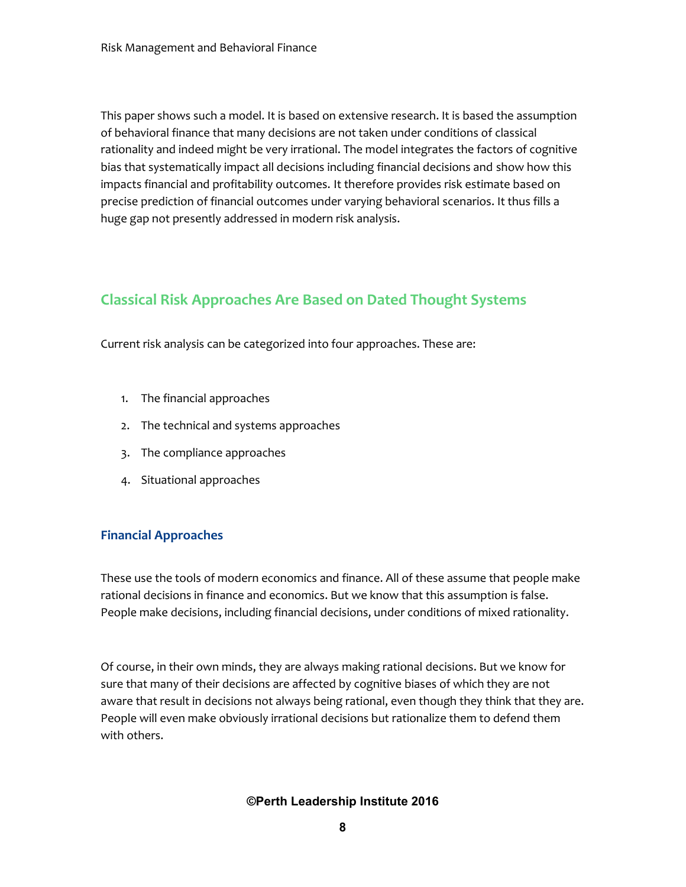This paper shows such a model. It is based on extensive research. It is based the assumption of behavioral finance that many decisions are not taken under conditions of classical rationality and indeed might be very irrational. The model integrates the factors of cognitive bias that systematically impact all decisions including financial decisions and show how this impacts financial and profitability outcomes. It therefore provides risk estimate based on precise prediction of financial outcomes under varying behavioral scenarios. It thus fills a huge gap not presently addressed in modern risk analysis.

## Classical Risk Approaches Are Based on Dated Thought Systems

Current risk analysis can be categorized into four approaches. These are:

1. The financial approaches
2. The technical and systems approaches
3. The compliance approaches
4. Situational approaches

### Financial Approaches

These use the tools of modern economics and finance. All of these assume that people make rational decisions in finance and economics. But we know that this assumption is false. People make decisions, including financial decisions, under conditions of mixed rationality.

Of course, in their own minds, they are always making rational decisions. But we know for sure that many of their decisions are affected by cognitive biases of which they are not aware that result in decisions not always being rational, even though they think that they are. People will even make obviously irrational decisions but rationalize them to defend them with others.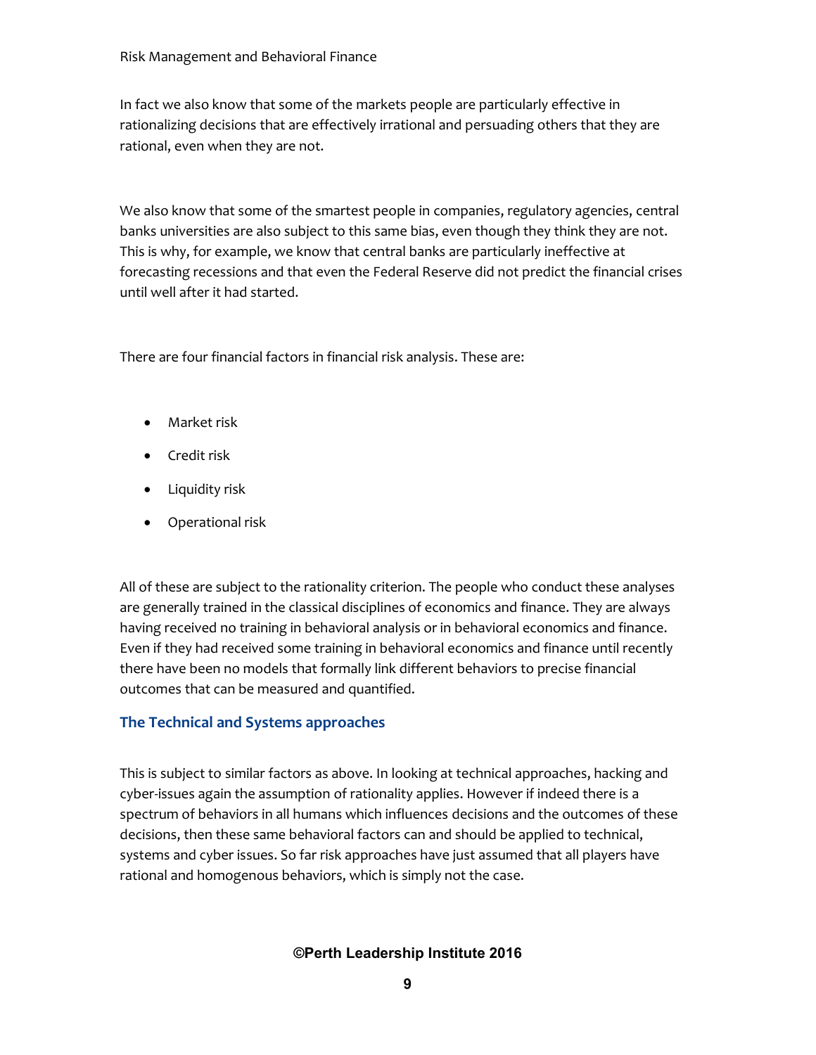In fact we also know that some of the markets people are particularly effective in rationalizing decisions that are effectively irrational and persuading others that they are rational, even when they are not.

We also know that some of the smartest people in companies, regulatory agencies, central banks universities are also subject to this same bias, even though they think they are not. This is why, for example, we know that central banks are particularly ineffective at forecasting recessions and that even the Federal Reserve did not predict the financial crises until well after it had started.

There are four financial factors in financial risk analysis. These are:

- Market risk
- Credit risk
- Liquidity risk
- Operational risk

All of these are subject to the rationality criterion. The people who conduct these analyses are generally trained in the classical disciplines of economics and finance. They are always having received no training in behavioral analysis or in behavioral economics and finance. Even if they had received some training in behavioral economics and finance until recently there have been no models that formally link different behaviors to precise financial outcomes that can be measured and quantified.

## The Technical and Systems approaches

This is subject to similar factors as above. In looking at technical approaches, hacking and cyber-issues again the assumption of rationality applies. However if indeed there is a spectrum of behaviors in all humans which influences decisions and the outcomes of these decisions, then these same behavioral factors can and should be applied to technical, systems and cyber issues. So far risk approaches have just assumed that all players have rational and homogenous behaviors, which is simply not the case.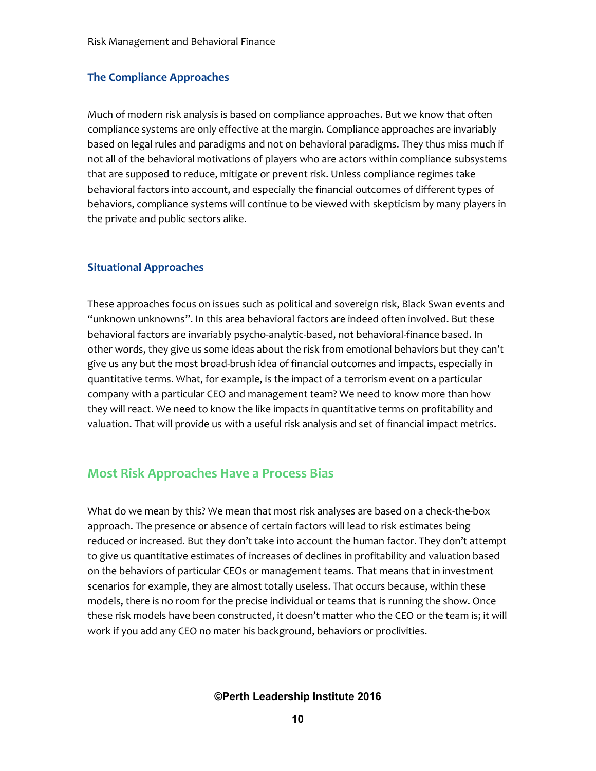### The Compliance Approaches

Much of modern risk analysis is based on compliance approaches. But we know that often compliance systems are only effective at the margin. Compliance approaches are invariably based on legal rules and paradigms and not on behavioral paradigms. They thus miss much if not all of the behavioral motivations of players who are actors within compliance subsystems that are supposed to reduce, mitigate or prevent risk. Unless compliance regimes take behavioral factors into account, and especially the financial outcomes of different types of behaviors, compliance systems will continue to be viewed with skepticism by many players in the private and public sectors alike.

### Situational Approaches

These approaches focus on issues such as political and sovereign risk, Black Swan events and "unknown unknowns". In this area behavioral factors are indeed often involved. But these behavioral factors are invariably psycho-analytic-based, not behavioral-finance based. In other words, they give us some ideas about the risk from emotional behaviors but they can't give us any but the most broad-brush idea of financial outcomes and impacts, especially in quantitative terms. What, for example, is the impact of a terrorism event on a particular company with a particular CEO and management team? We need to know more than how they will react. We need to know the like impacts in quantitative terms on profitability and valuation. That will provide us with a useful risk analysis and set of financial impact metrics.

## Most Risk Approaches Have a Process Bias

What do we mean by this? We mean that most risk analyses are based on a check-the-box approach. The presence or absence of certain factors will lead to risk estimates being reduced or increased. But they don't take into account the human factor. They don't attempt to give us quantitative estimates of increases of declines in profitability and valuation based on the behaviors of particular CEOs or management teams. That means that in investment scenarios for example, they are almost totally useless. That occurs because, within these models, there is no room for the precise individual or teams that is running the show. Once these risk models have been constructed, it doesn't matter who the CEO or the team is; it will work if you add any CEO no mater his background, behaviors or proclivities.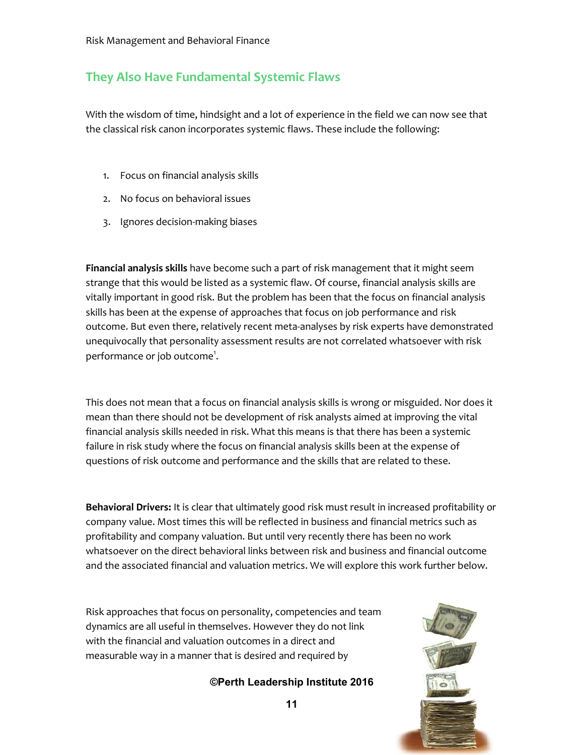## They Also Have Fundamental Systemic Flaws

With the wisdom of time, hindsight and a lot of experience in the field we can now see that the classical risk canon incorporates systemic flaws. These include the following:

1. Focus on financial analysis skills
2. No focus on behavioral issues
3. Ignores decision-making biases

**Financial analysis skills** have become such a part of risk management that it might seem strange that this would be listed as a systemic flaw. Of course, financial analysis skills are vitally important in good risk. But the problem has been that the focus on financial analysis skills has been at the expense of approaches that focus on job performance and risk outcome. But even there, relatively recent meta-analyses by risk experts have demonstrated unequivocally that personality assessment results are not correlated whatsoever with risk performance or job outcome[1].

This does not mean that a focus on financial analysis skills is wrong or misguided. Nor does it mean than there should not be development of risk analysts aimed at improving the vital financial analysis skills needed in risk. What this means is that there has been a systemic failure in risk study where the focus on financial analysis skills been at the expense of questions of risk outcome and performance and the skills that are related to these.

**Behavioral Drivers:** It is clear that ultimately good risk must result in increased profitability or company value. Most times this will be reflected in business and financial metrics such as profitability and company valuation. But until very recently there has been no work whatsoever on the direct behavioral links between risk and business and financial outcome and the associated financial and valuation metrics. We will explore this work further below.

Risk approaches that focus on personality, competencies and team dynamics are all useful in themselves. However they do not link with the financial and valuation outcomes in a direct and measurable way in a manner that is desired and required by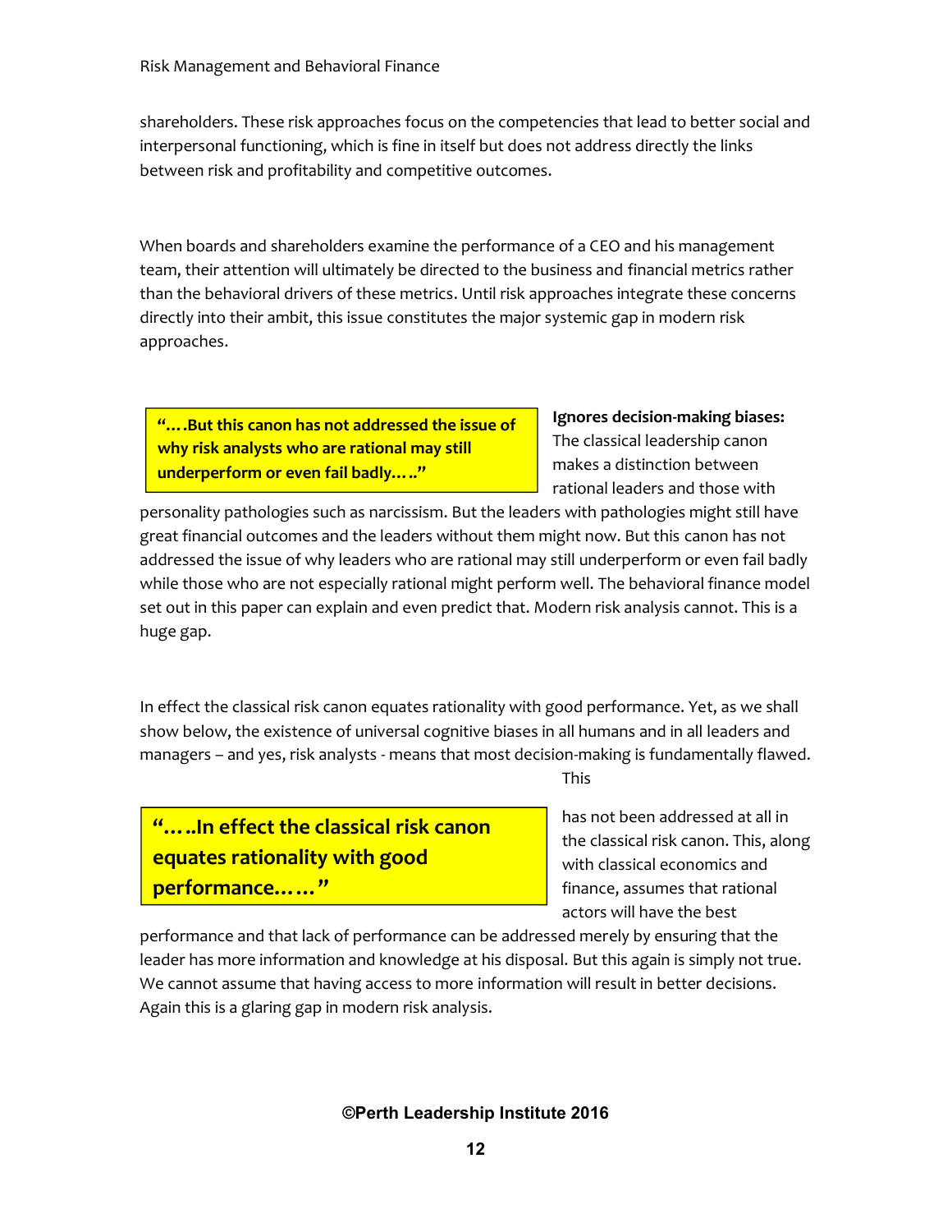shareholders. These risk approaches focus on the competencies that lead to better social and interpersonal functioning, which is fine in itself but does not address directly the links between risk and profitability and competitive outcomes.

When boards and shareholders examine the performance of a CEO and his management team, their attention will ultimately be directed to the business and financial metrics rather than the behavioral drivers of these metrics. Until risk approaches integrate these concerns directly into their ambit, this issue constitutes the major systemic gap in modern risk approaches.

> **"….But this canon has not addressed the issue of why risk analysts who are rational may still underperform or even fail badly….."**

**Ignores decision-making biases:** The classical leadership canon makes a distinction between rational leaders and those with personality pathologies such as narcissism. But the leaders with pathologies might still have great financial outcomes and the leaders without them might now. But this canon has not addressed the issue of why leaders who are rational may still underperform or even fail badly while those who are not especially rational might perform well. The behavioral finance model set out in this paper can explain and even predict that. Modern risk analysis cannot. This is a huge gap.

In effect the classical risk canon equates rationality with good performance. Yet, as we shall show below, the existence of universal cognitive biases in all humans and in all leaders and managers – and yes, risk analysts - means that most decision-making is fundamentally flawed. This has not been addressed at all in the classical risk canon. This, along with classical economics and finance, assumes that rational actors will have the best performance and that lack of performance can be addressed merely by ensuring that the leader has more information and knowledge at his disposal. But this again is simply not true. We cannot assume that having access to more information will result in better decisions. Again this is a glaring gap in modern risk analysis.

> **"…..In effect the classical risk canon equates rationality with good performance……"**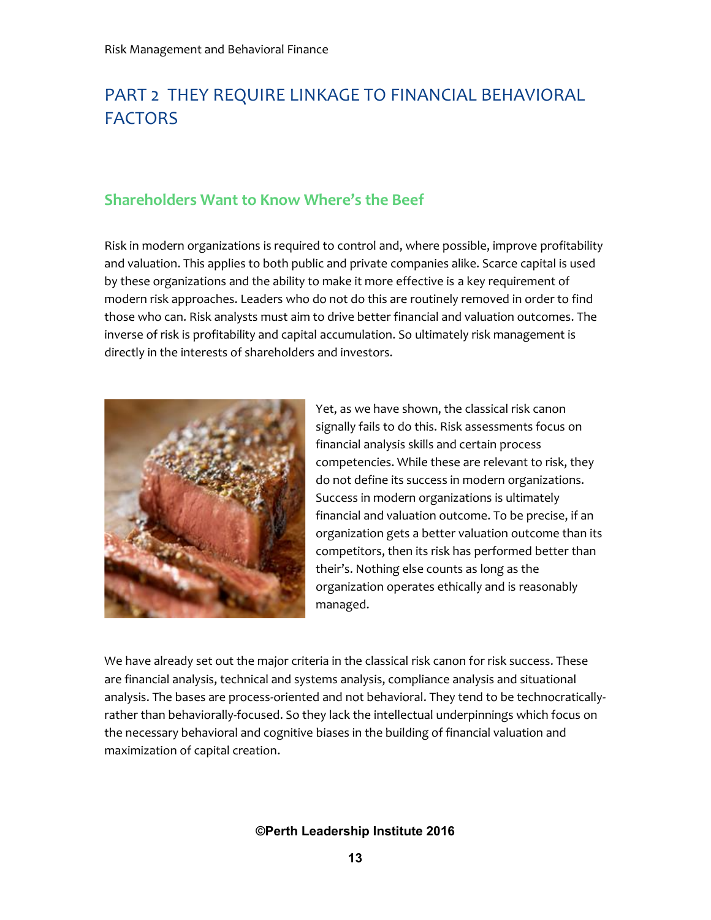# PART 2 THEY REQUIRE LINKAGE TO FINANCIAL BEHAVIORAL FACTORS

## Shareholders Want to Know Where's the Beef

Risk in modern organizations is required to control and, where possible, improve profitability and valuation. This applies to both public and private companies alike. Scarce capital is used by these organizations and the ability to make it more effective is a key requirement of modern risk approaches. Leaders who do not do this are routinely removed in order to find those who can. Risk analysts must aim to drive better financial and valuation outcomes. The inverse of risk is profitability and capital accumulation. So ultimately risk management is directly in the interests of shareholders and investors.

Yet, as we have shown, the classical risk canon signally fails to do this. Risk assessments focus on financial analysis skills and certain process competencies. While these are relevant to risk, they do not define its success in modern organizations. Success in modern organizations is ultimately financial and valuation outcome. To be precise, if an organization gets a better valuation outcome than its competitors, then its risk has performed better than their's. Nothing else counts as long as the organization operates ethically and is reasonably managed.

We have already set out the major criteria in the classical risk canon for risk success. These are financial analysis, technical and systems analysis, compliance analysis and situational analysis. The bases are process-oriented and not behavioral. They tend to be technocratically- rather than behaviorally-focused. So they lack the intellectual underpinnings which focus on the necessary behavioral and cognitive biases in the building of financial valuation and maximization of capital creation.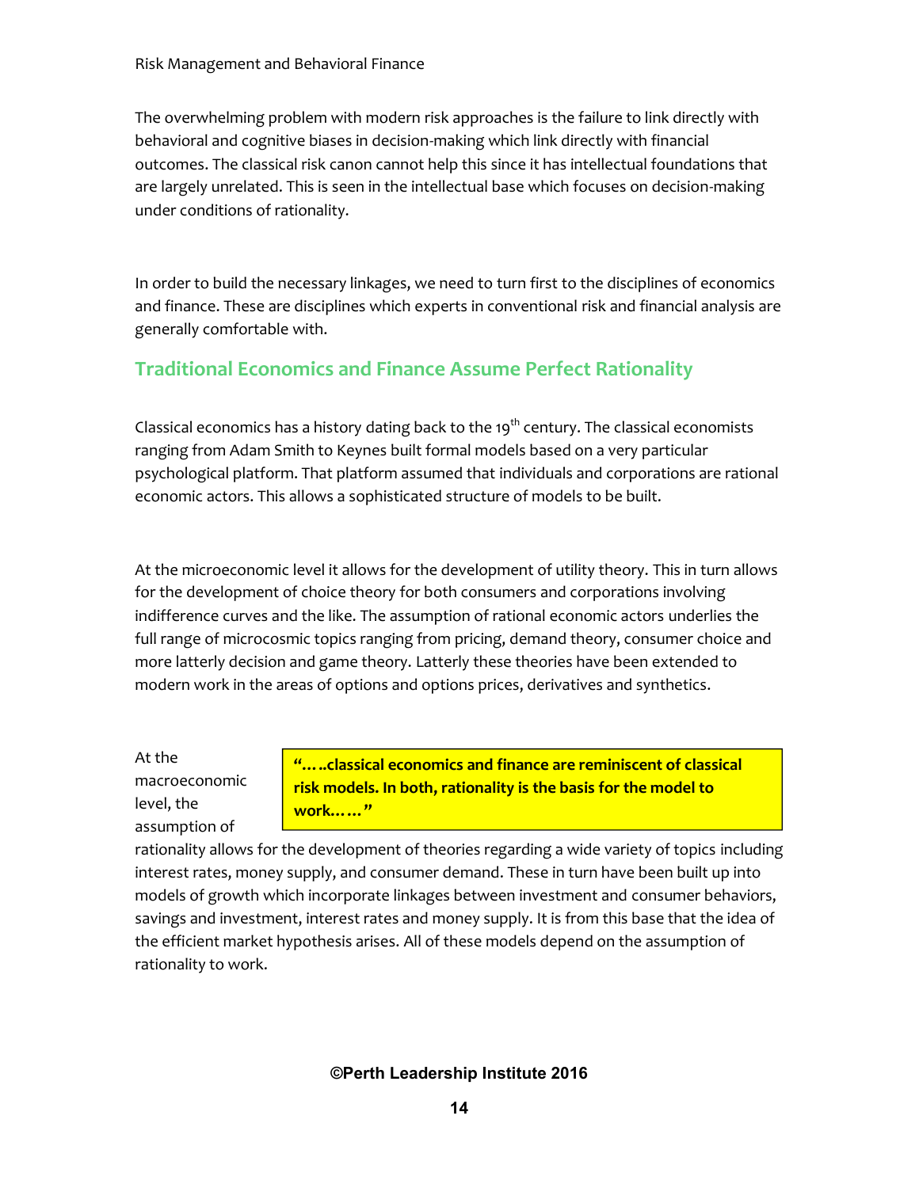The overwhelming problem with modern risk approaches is the failure to link directly with behavioral and cognitive biases in decision-making which link directly with financial outcomes. The classical risk canon cannot help this since it has intellectual foundations that are largely unrelated. This is seen in the intellectual base which focuses on decision-making under conditions of rationality.

In order to build the necessary linkages, we need to turn first to the disciplines of economics and finance. These are disciplines which experts in conventional risk and financial analysis are generally comfortable with.

## Traditional Economics and Finance Assume Perfect Rationality

Classical economics has a history dating back to the 19th century. The classical economists ranging from Adam Smith to Keynes built formal models based on a very particular psychological platform. That platform assumed that individuals and corporations are rational economic actors. This allows a sophisticated structure of models to be built.

At the microeconomic level it allows for the development of utility theory. This in turn allows for the development of choice theory for both consumers and corporations involving indifference curves and the like. The assumption of rational economic actors underlies the full range of microcosmic topics ranging from pricing, demand theory, consumer choice and more latterly decision and game theory. Latterly these theories have been extended to modern work in the areas of options and options prices, derivatives and synthetics.

> **"…..classical economics and finance are reminiscent of classical risk models. In both, rationality is the basis for the model to work……"**

At the macroeconomic level, the assumption of rationality allows for the development of theories regarding a wide variety of topics including interest rates, money supply, and consumer demand. These in turn have been built up into models of growth which incorporate linkages between investment and consumer behaviors, savings and investment, interest rates and money supply. It is from this base that the idea of the efficient market hypothesis arises. All of these models depend on the assumption of rationality to work.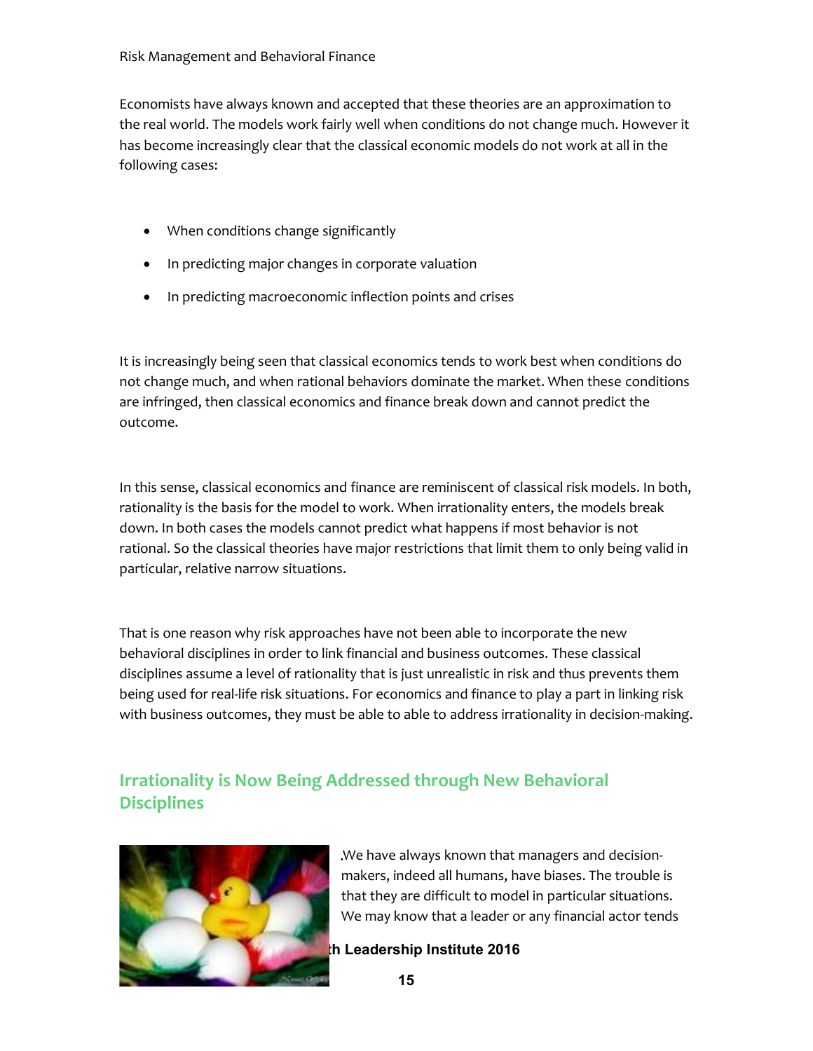Economists have always known and accepted that these theories are an approximation to the real world. The models work fairly well when conditions do not change much. However it has become increasingly clear that the classical economic models do not work at all in the following cases:

- When conditions change significantly
- In predicting major changes in corporate valuation
- In predicting macroeconomic inflection points and crises

It is increasingly being seen that classical economics tends to work best when conditions do not change much, and when rational behaviors dominate the market. When these conditions are infringed, then classical economics and finance break down and cannot predict the outcome.

In this sense, classical economics and finance are reminiscent of classical risk models. In both, rationality is the basis for the model to work. When irrationality enters, the models break down. In both cases the models cannot predict what happens if most behavior is not rational. So the classical theories have major restrictions that limit them to only being valid in particular, relative narrow situations.

That is one reason why risk approaches have not been able to incorporate the new behavioral disciplines in order to link financial and business outcomes. These classical disciplines assume a level of rationality that is just unrealistic in risk and thus prevents them being used for real-life risk situations. For economics and finance to play a part in linking risk with business outcomes, they must be able to able to address irrationality in decision-making.

## Irrationality is Now Being Addressed through New Behavioral Disciplines

.We have always known that managers and decision-makers, indeed all humans, have biases. The trouble is that they are difficult to model in particular situations. We may know that a leader or any financial actor tends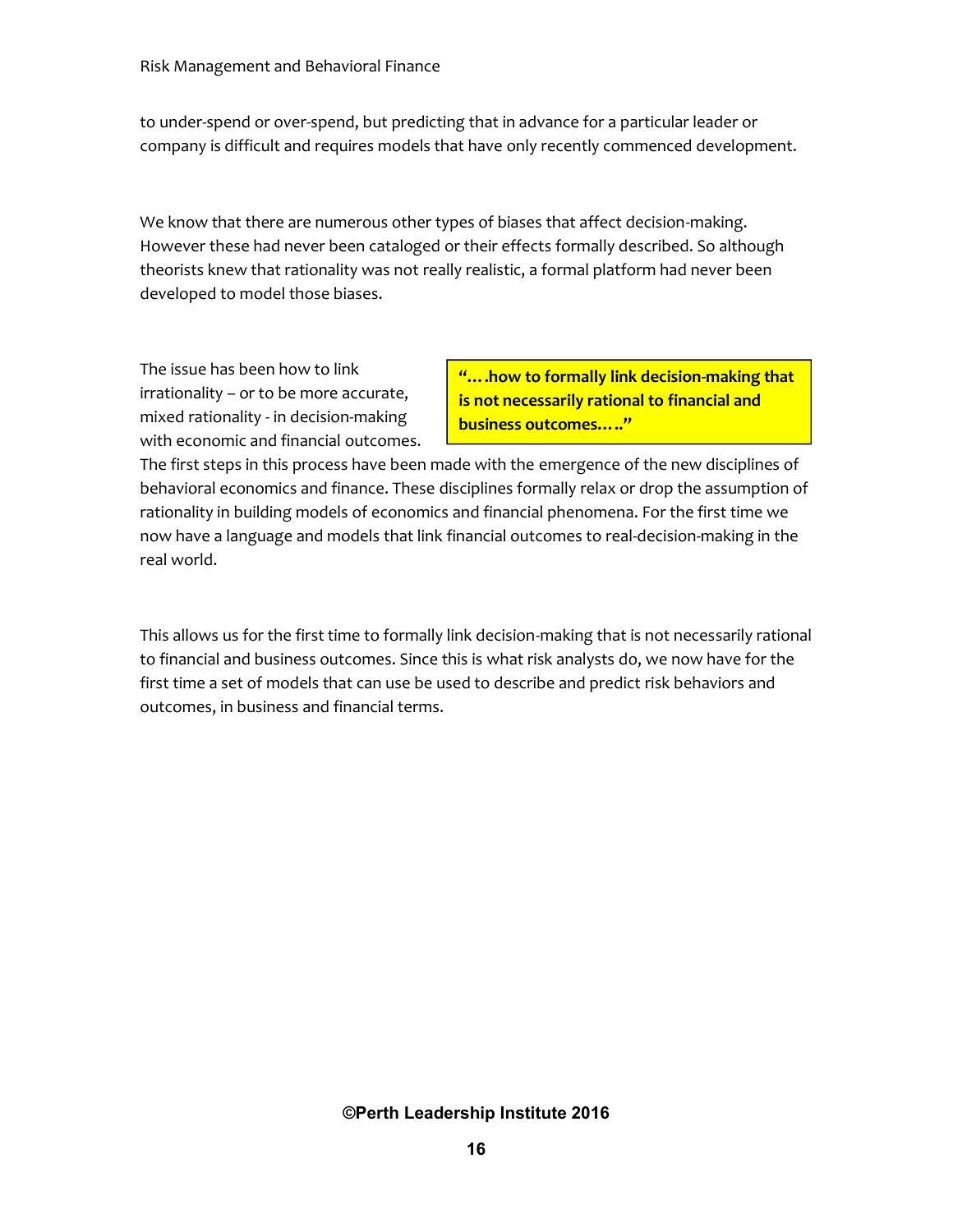to under-spend or over-spend, but predicting that in advance for a particular leader or company is difficult and requires models that have only recently commenced development.

We know that there are numerous other types of biases that affect decision-making. However these had never been cataloged or their effects formally described. So although theorists knew that rationality was not really realistic, a formal platform had never been developed to model those biases.

> **"….how to formally link decision-making that is not necessarily rational to financial and business outcomes….."**

The issue has been how to link irrationality – or to be more accurate, mixed rationality - in decision-making with economic and financial outcomes. The first steps in this process have been made with the emergence of the new disciplines of behavioral economics and finance. These disciplines formally relax or drop the assumption of rationality in building models of economics and financial phenomena. For the first time we now have a language and models that link financial outcomes to real-decision-making in the real world.

This allows us for the first time to formally link decision-making that is not necessarily rational to financial and business outcomes. Since this is what risk analysts do, we now have for the first time a set of models that can use be used to describe and predict risk behaviors and outcomes, in business and financial terms.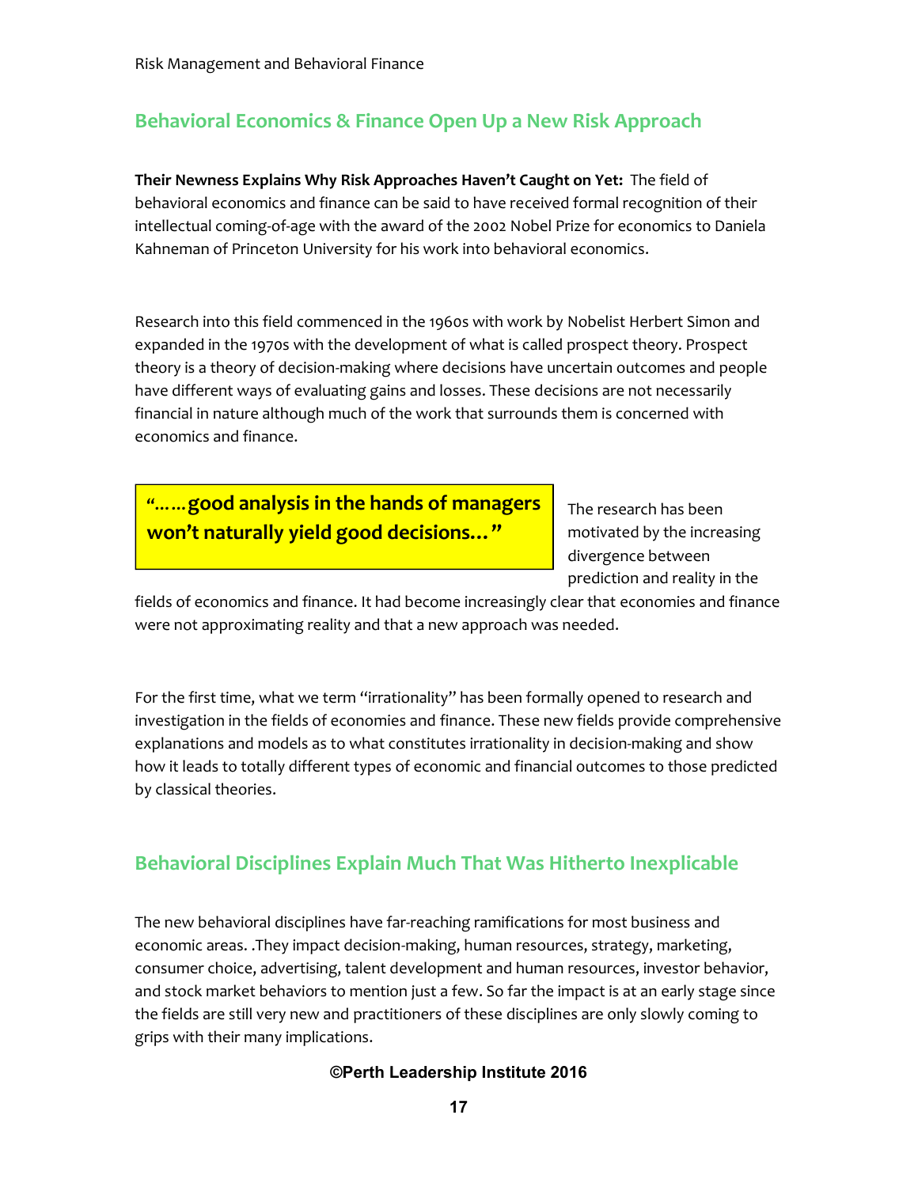## Behavioral Economics & Finance Open Up a New Risk Approach

**Their Newness Explains Why Risk Approaches Haven't Caught on Yet:** The field of behavioral economics and finance can be said to have received formal recognition of their intellectual coming-of-age with the award of the 2002 Nobel Prize for economics to Daniela Kahneman of Princeton University for his work into behavioral economics.

Research into this field commenced in the 1960s with work by Nobelist Herbert Simon and expanded in the 1970s with the development of what is called prospect theory. Prospect theory is a theory of decision-making where decisions have uncertain outcomes and people have different ways of evaluating gains and losses. These decisions are not necessarily financial in nature although much of the work that surrounds them is concerned with economics and finance.

> **"……good analysis in the hands of managers won't naturally yield good decisions…"**

The research has been motivated by the increasing divergence between prediction and reality in the fields of economics and finance. It had become increasingly clear that economies and finance were not approximating reality and that a new approach was needed.

For the first time, what we term "irrationality" has been formally opened to research and investigation in the fields of economies and finance. These new fields provide comprehensive explanations and models as to what constitutes irrationality in decision-making and show how it leads to totally different types of economic and financial outcomes to those predicted by classical theories.

## Behavioral Disciplines Explain Much That Was Hitherto Inexplicable

The new behavioral disciplines have far-reaching ramifications for most business and economic areas. .They impact decision-making, human resources, strategy, marketing, consumer choice, advertising, talent development and human resources, investor behavior, and stock market behaviors to mention just a few. So far the impact is at an early stage since the fields are still very new and practitioners of these disciplines are only slowly coming to grips with their many implications.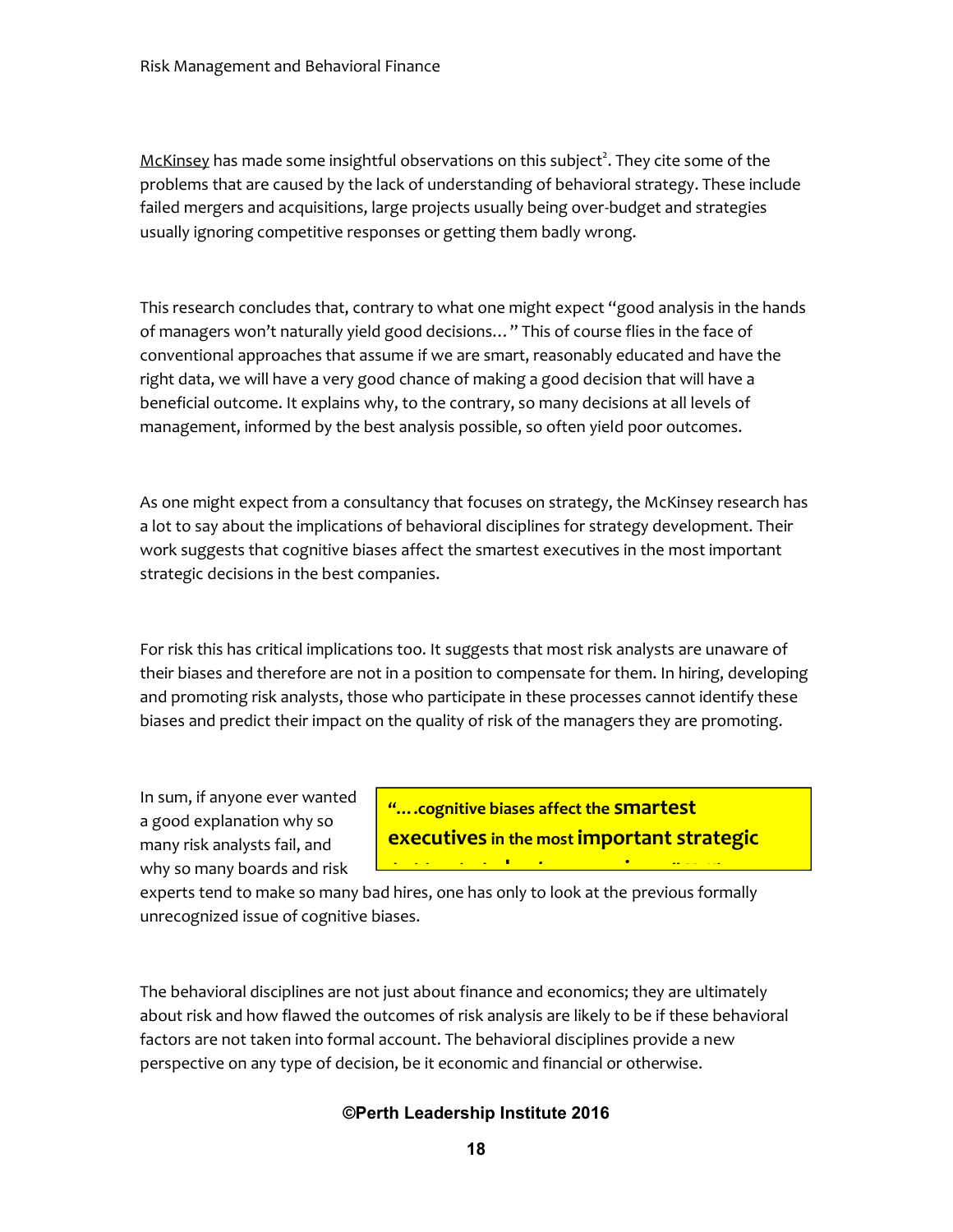McKinsey has made some insightful observations on this subject[2]. They cite some of the problems that are caused by the lack of understanding of behavioral strategy. These include failed mergers and acquisitions, large projects usually being over-budget and strategies usually ignoring competitive responses or getting them badly wrong.

This research concludes that, contrary to what one might expect "good analysis in the hands of managers won't naturally yield good decisions…" This of course flies in the face of conventional approaches that assume if we are smart, reasonably educated and have the right data, we will have a very good chance of making a good decision that will have a beneficial outcome. It explains why, to the contrary, so many decisions at all levels of management, informed by the best analysis possible, so often yield poor outcomes.

As one might expect from a consultancy that focuses on strategy, the McKinsey research has a lot to say about the implications of behavioral disciplines for strategy development. Their work suggests that cognitive biases affect the smartest executives in the most important strategic decisions in the best companies.

For risk this has critical implications too. It suggests that most risk analysts are unaware of their biases and therefore are not in a position to compensate for them. In hiring, developing and promoting risk analysts, those who participate in these processes cannot identify these biases and predict their impact on the quality of risk of the managers they are promoting.

> **"….cognitive biases affect the smartest executives in the most important strategic**

In sum, if anyone ever wanted a good explanation why so many risk analysts fail, and why so many boards and risk experts tend to make so many bad hires, one has only to look at the previous formally unrecognized issue of cognitive biases.

The behavioral disciplines are not just about finance and economics; they are ultimately about risk and how flawed the outcomes of risk analysis are likely to be if these behavioral factors are not taken into formal account. The behavioral disciplines provide a new perspective on any type of decision, be it economic and financial or otherwise.

**©Perth Leadership Institute 2016**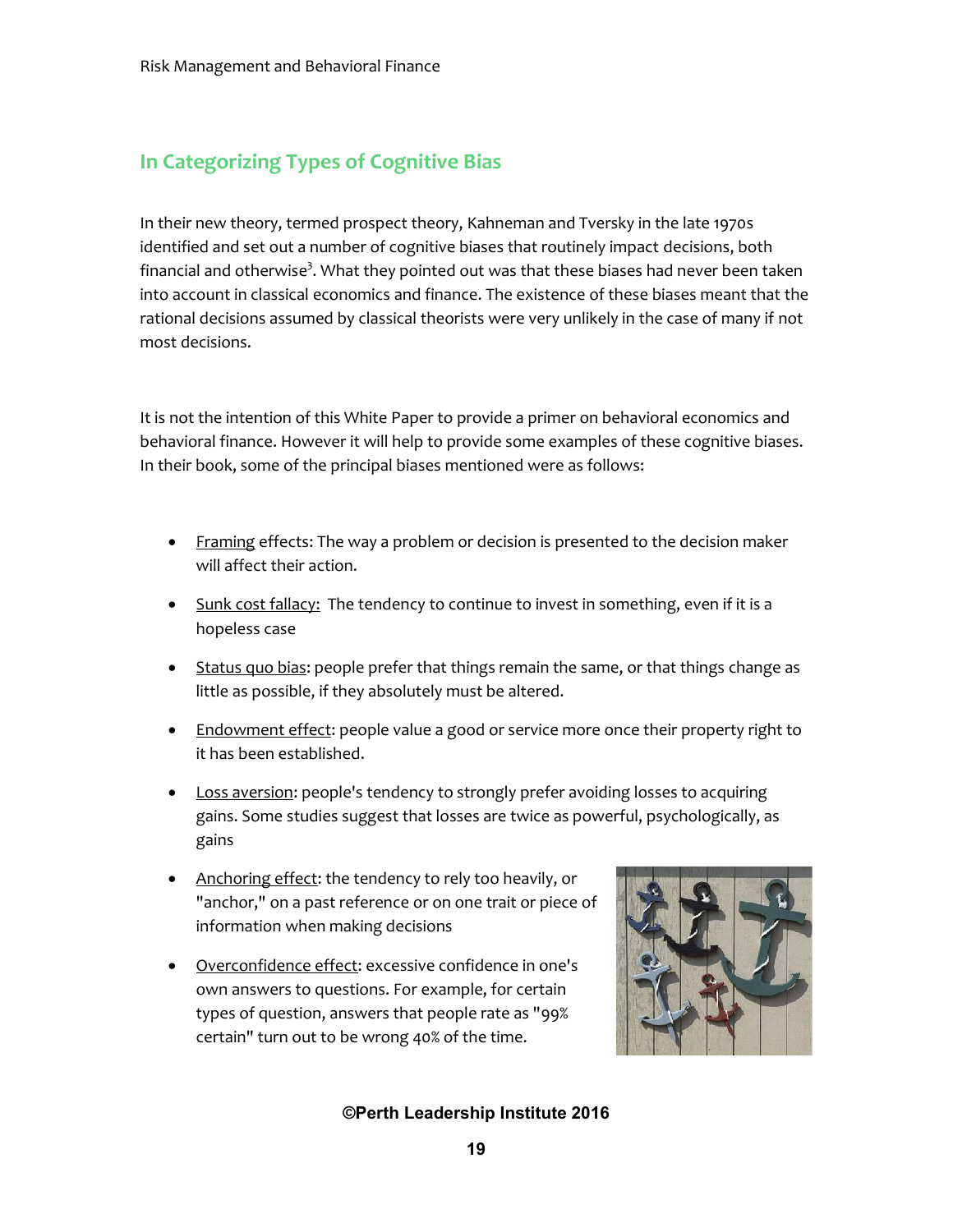## In Categorizing Types of Cognitive Bias

In their new theory, termed prospect theory, Kahneman and Tversky in the late 1970s identified and set out a number of cognitive biases that routinely impact decisions, both financial and otherwise[3]. What they pointed out was that these biases had never been taken into account in classical economics and finance. The existence of these biases meant that the rational decisions assumed by classical theorists were very unlikely in the case of many if not most decisions.

It is not the intention of this White Paper to provide a primer on behavioral economics and behavioral finance. However it will help to provide some examples of these cognitive biases. In their book, some of the principal biases mentioned were as follows:

- Framing effects: The way a problem or decision is presented to the decision maker will affect their action.
- Sunk cost fallacy: The tendency to continue to invest in something, even if it is a hopeless case
- Status quo bias: people prefer that things remain the same, or that things change as little as possible, if they absolutely must be altered.
- Endowment effect: people value a good or service more once their property right to it has been established.
- Loss aversion: people's tendency to strongly prefer avoiding losses to acquiring gains. Some studies suggest that losses are twice as powerful, psychologically, as gains
- Anchoring effect: the tendency to rely too heavily, or "anchor," on a past reference or on one trait or piece of information when making decisions
- Overconfidence effect: excessive confidence in one's own answers to questions. For example, for certain types of question, answers that people rate as "99% certain" turn out to be wrong 40% of the time.

**©Perth Leadership Institute 2016**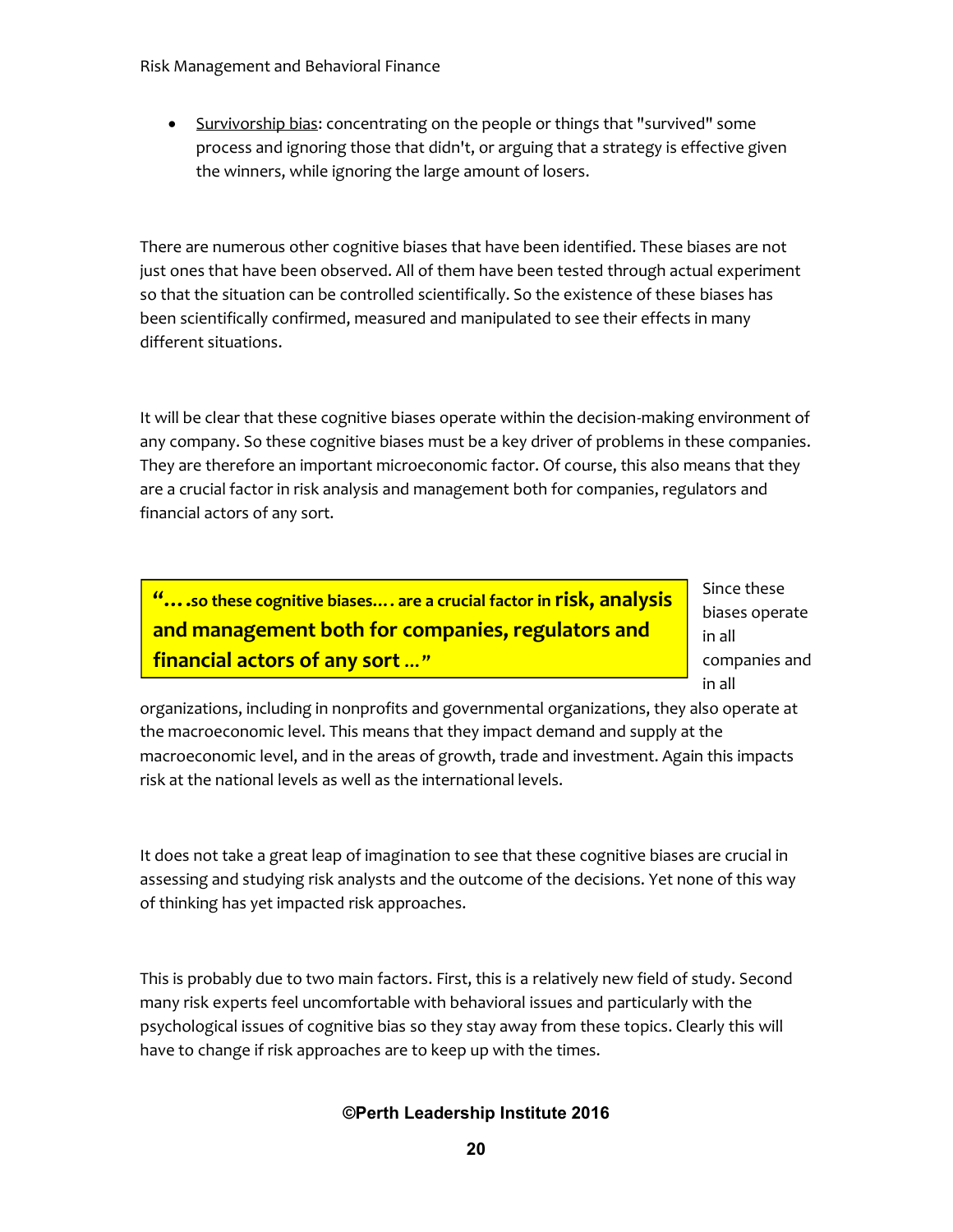- <u>Survivorship bias</u>: concentrating on the people or things that "survived" some process and ignoring those that didn't, or arguing that a strategy is effective given the winners, while ignoring the large amount of losers.

There are numerous other cognitive biases that have been identified. These biases are not just ones that have been observed. All of them have been tested through actual experiment so that the situation can be controlled scientifically. So the existence of these biases has been scientifically confirmed, measured and manipulated to see their effects in many different situations.

It will be clear that these cognitive biases operate within the decision-making environment of any company. So these cognitive biases must be a key driver of problems in these companies. They are therefore an important microeconomic factor. Of course, this also means that they are a crucial factor in risk analysis and management both for companies, regulators and financial actors of any sort.

> **"….so these cognitive biases…. are a crucial factor in risk, analysis and management both for companies, regulators and financial actors of any sort …"**

Since these biases operate in all companies and in all organizations, including in nonprofits and governmental organizations, they also operate at the macroeconomic level. This means that they impact demand and supply at the macroeconomic level, and in the areas of growth, trade and investment. Again this impacts risk at the national levels as well as the international levels.

It does not take a great leap of imagination to see that these cognitive biases are crucial in assessing and studying risk analysts and the outcome of the decisions. Yet none of this way of thinking has yet impacted risk approaches.

This is probably due to two main factors. First, this is a relatively new field of study. Second many risk experts feel uncomfortable with behavioral issues and particularly with the psychological issues of cognitive bias so they stay away from these topics. Clearly this will have to change if risk approaches are to keep up with the times.

**©Perth Leadership Institute 2016**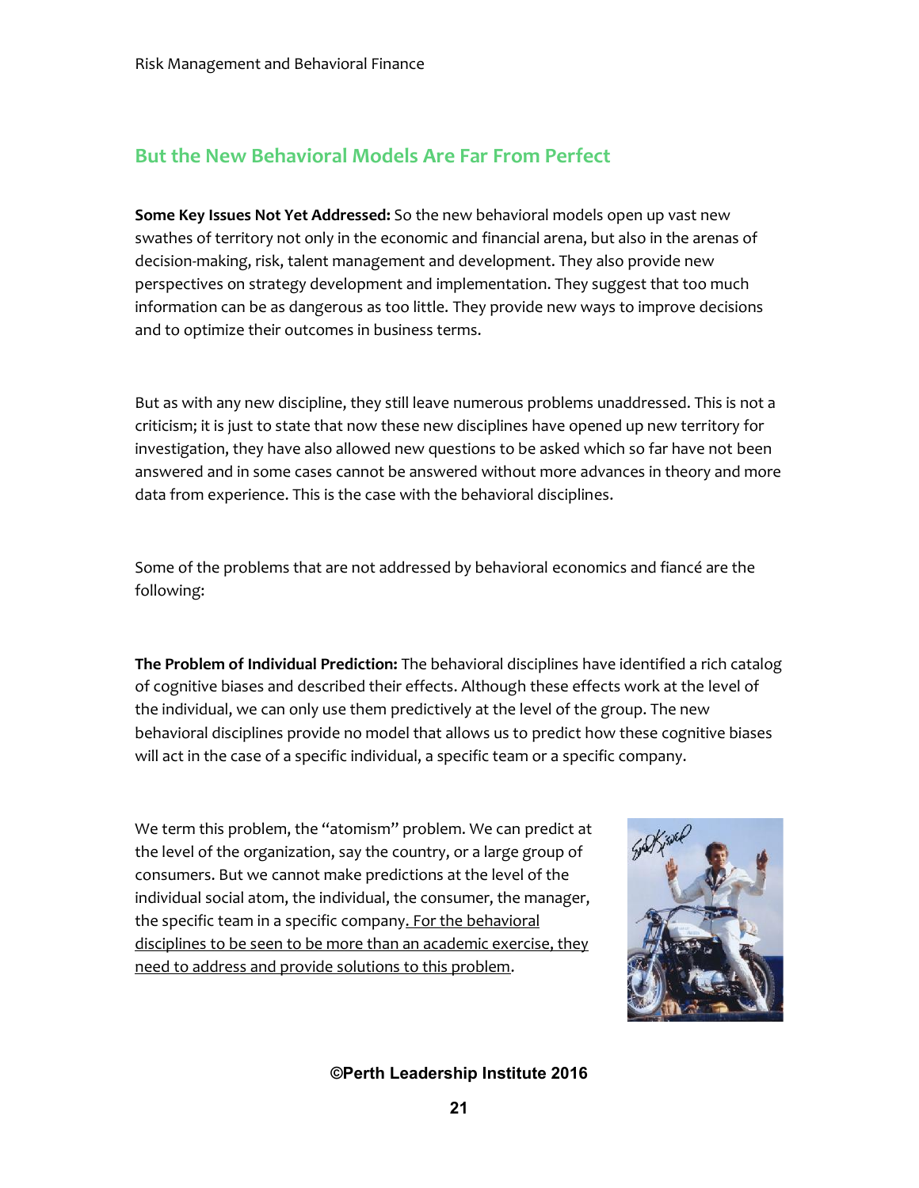## But the New Behavioral Models Are Far From Perfect

**Some Key Issues Not Yet Addressed:** So the new behavioral models open up vast new swathes of territory not only in the economic and financial arena, but also in the arenas of decision-making, risk, talent management and development. They also provide new perspectives on strategy development and implementation. They suggest that too much information can be as dangerous as too little. They provide new ways to improve decisions and to optimize their outcomes in business terms.

But as with any new discipline, they still leave numerous problems unaddressed. This is not a criticism; it is just to state that now these new disciplines have opened up new territory for investigation, they have also allowed new questions to be asked which so far have not been answered and in some cases cannot be answered without more advances in theory and more data from experience. This is the case with the behavioral disciplines.

Some of the problems that are not addressed by behavioral economics and fiancé are the following:

**The Problem of Individual Prediction:** The behavioral disciplines have identified a rich catalog of cognitive biases and described their effects. Although these effects work at the level of the individual, we can only use them predictively at the level of the group. The new behavioral disciplines provide no model that allows us to predict how these cognitive biases will act in the case of a specific individual, a specific team or a specific company.

We term this problem, the "atomism" problem. We can predict at the level of the organization, say the country, or a large group of consumers. But we cannot make predictions at the level of the individual social atom, the individual, the consumer, the manager, the specific team in a specific company. For the behavioral disciplines to be seen to be more than an academic exercise, they need to address and provide solutions to this problem.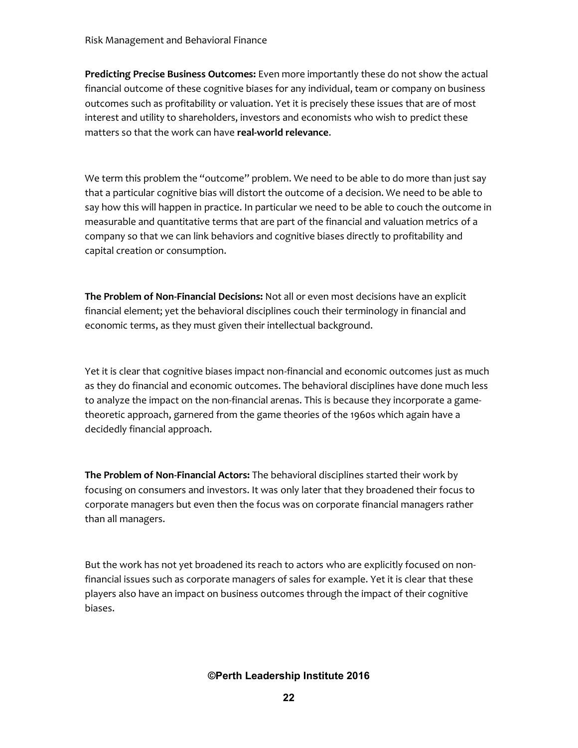**Predicting Precise Business Outcomes:** Even more importantly these do not show the actual financial outcome of these cognitive biases for any individual, team or company on business outcomes such as profitability or valuation. Yet it is precisely these issues that are of most interest and utility to shareholders, investors and economists who wish to predict these matters so that the work can have **real-world relevance**.

We term this problem the "outcome" problem. We need to be able to do more than just say that a particular cognitive bias will distort the outcome of a decision. We need to be able to say how this will happen in practice. In particular we need to be able to couch the outcome in measurable and quantitative terms that are part of the financial and valuation metrics of a company so that we can link behaviors and cognitive biases directly to profitability and capital creation or consumption.

**The Problem of Non-Financial Decisions:** Not all or even most decisions have an explicit financial element; yet the behavioral disciplines couch their terminology in financial and economic terms, as they must given their intellectual background.

Yet it is clear that cognitive biases impact non-financial and economic outcomes just as much as they do financial and economic outcomes. The behavioral disciplines have done much less to analyze the impact on the non-financial arenas. This is because they incorporate a game-theoretic approach, garnered from the game theories of the 1960s which again have a decidedly financial approach.

**The Problem of Non-Financial Actors:** The behavioral disciplines started their work by focusing on consumers and investors. It was only later that they broadened their focus to corporate managers but even then the focus was on corporate financial managers rather than all managers.

But the work has not yet broadened its reach to actors who are explicitly focused on non-financial issues such as corporate managers of sales for example. Yet it is clear that these players also have an impact on business outcomes through the impact of their cognitive biases.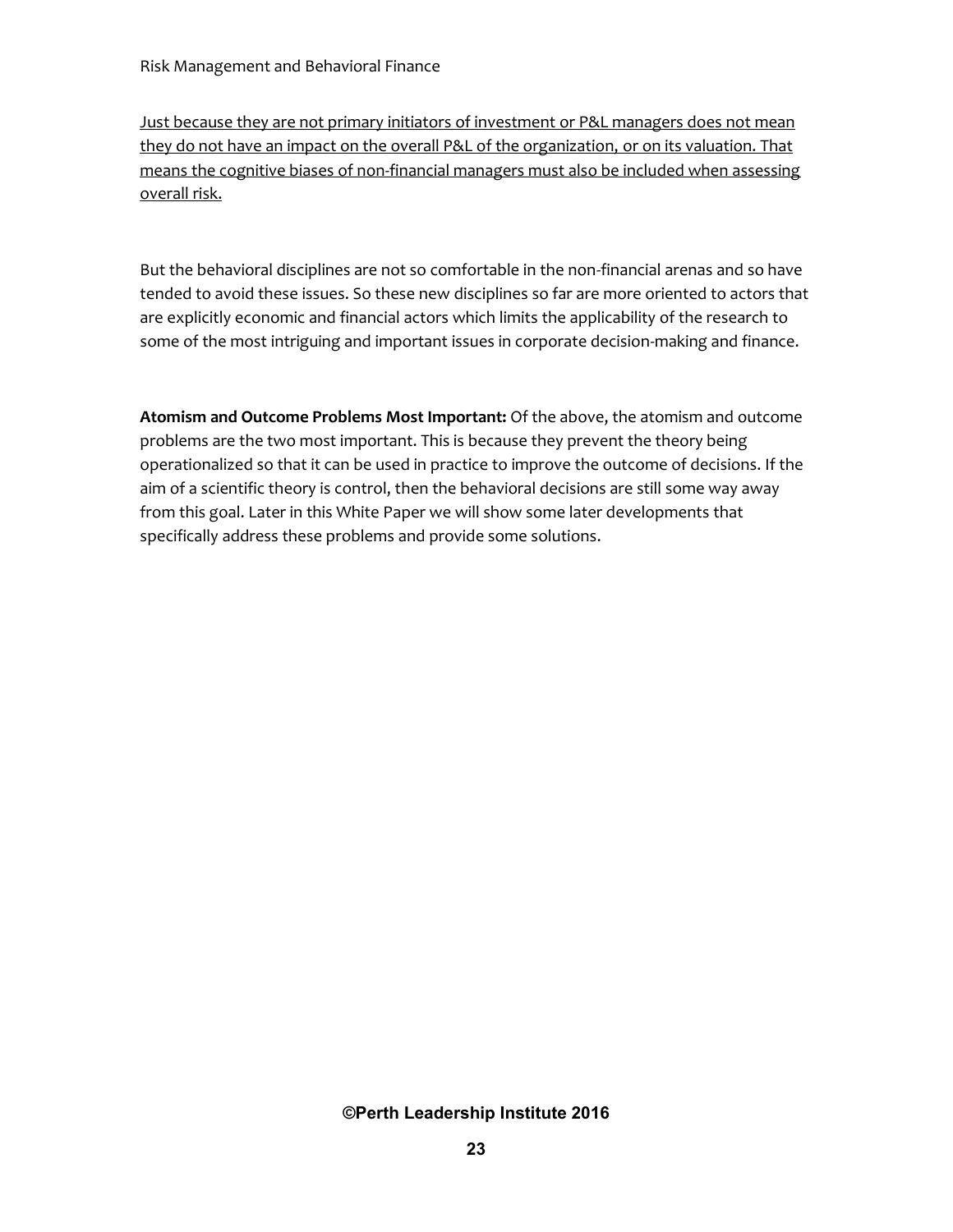<u>Just because they are not primary initiators of investment or P&L managers does not mean they do not have an impact on the overall P&L of the organization, or on its valuation. That means the cognitive biases of non-financial managers must also be included when assessing overall risk.</u>

But the behavioral disciplines are not so comfortable in the non-financial arenas and so have tended to avoid these issues. So these new disciplines so far are more oriented to actors that are explicitly economic and financial actors which limits the applicability of the research to some of the most intriguing and important issues in corporate decision-making and finance.

**Atomism and Outcome Problems Most Important:** Of the above, the atomism and outcome problems are the two most important. This is because they prevent the theory being operationalized so that it can be used in practice to improve the outcome of decisions. If the aim of a scientific theory is control, then the behavioral decisions are still some way away from this goal. Later in this White Paper we will show some later developments that specifically address these problems and provide some solutions.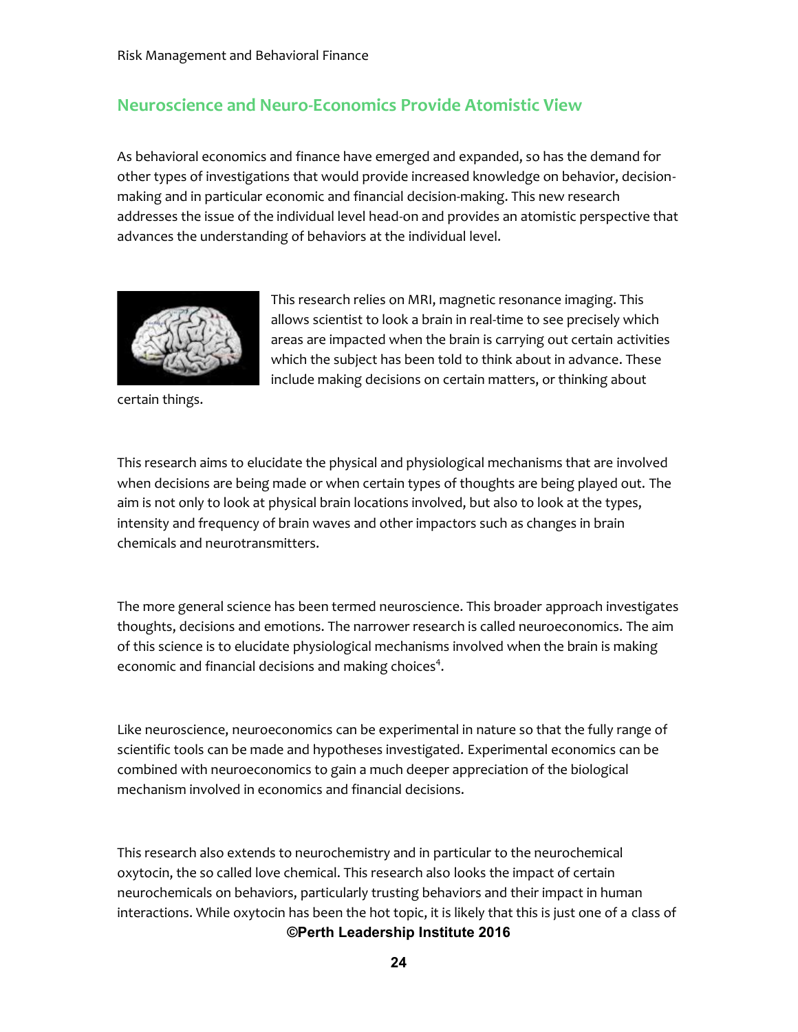## Neuroscience and Neuro-Economics Provide Atomistic View

As behavioral economics and finance have emerged and expanded, so has the demand for other types of investigations that would provide increased knowledge on behavior, decision-making and in particular economic and financial decision-making. This new research addresses the issue of the individual level head-on and provides an atomistic perspective that advances the understanding of behaviors at the individual level.

This research relies on MRI, magnetic resonance imaging. This allows scientist to look a brain in real-time to see precisely which areas are impacted when the brain is carrying out certain activities which the subject has been told to think about in advance. These include making decisions on certain matters, or thinking about certain things.

This research aims to elucidate the physical and physiological mechanisms that are involved when decisions are being made or when certain types of thoughts are being played out. The aim is not only to look at physical brain locations involved, but also to look at the types, intensity and frequency of brain waves and other impactors such as changes in brain chemicals and neurotransmitters.

The more general science has been termed neuroscience. This broader approach investigates thoughts, decisions and emotions. The narrower research is called neuroeconomics. The aim of this science is to elucidate physiological mechanisms involved when the brain is making economic and financial decisions and making choices[4].

Like neuroscience, neuroeconomics can be experimental in nature so that the fully range of scientific tools can be made and hypotheses investigated. Experimental economics can be combined with neuroeconomics to gain a much deeper appreciation of the biological mechanism involved in economics and financial decisions.

This research also extends to neurochemistry and in particular to the neurochemical oxytocin, the so called love chemical. This research also looks the impact of certain neurochemicals on behaviors, particularly trusting behaviors and their impact in human interactions. While oxytocin has been the hot topic, it is likely that this is just one of a class of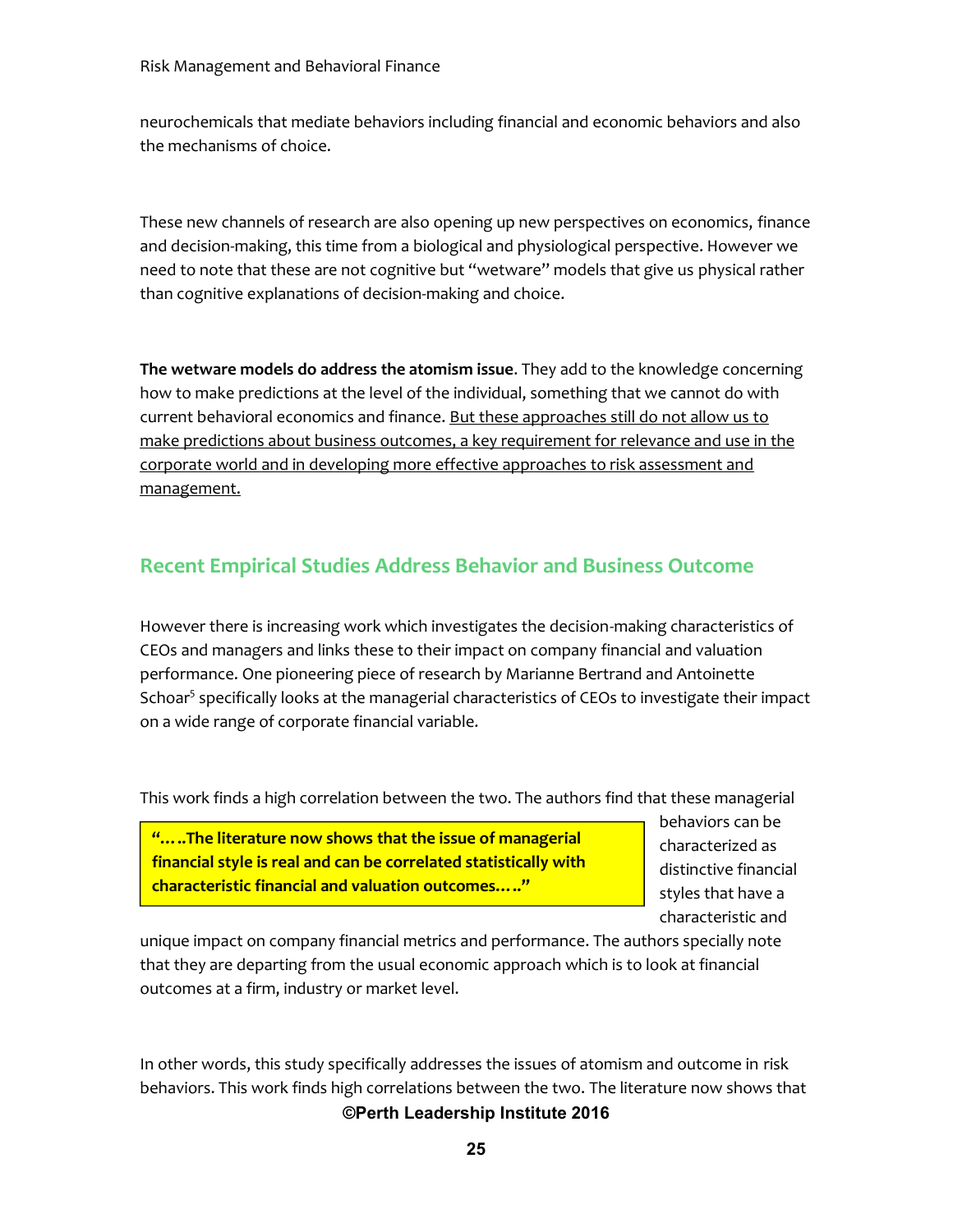neurochemicals that mediate behaviors including financial and economic behaviors and also the mechanisms of choice.

These new channels of research are also opening up new perspectives on economics, finance and decision-making, this time from a biological and physiological perspective. However we need to note that these are not cognitive but "wetware" models that give us physical rather than cognitive explanations of decision-making and choice.

**The wetware models do address the atomism issue**. They add to the knowledge concerning how to make predictions at the level of the individual, something that we cannot do with current behavioral economics and finance. <u>But these approaches still do not allow us to make predictions about business outcomes, a key requirement for relevance and use in the corporate world and in developing more effective approaches to risk assessment and management.</u>

## Recent Empirical Studies Address Behavior and Business Outcome

However there is increasing work which investigates the decision-making characteristics of CEOs and managers and links these to their impact on company financial and valuation performance. One pioneering piece of research by Marianne Bertrand and Antoinette Schoar[5] specifically looks at the managerial characteristics of CEOs to investigate their impact on a wide range of corporate financial variable.

This work finds a high correlation between the two. The authors find that these managerial behaviors can be characterized as distinctive financial styles that have a characteristic and unique impact on company financial metrics and performance. The authors specially note that they are departing from the usual economic approach which is to look at financial outcomes at a firm, industry or market level.

> **"…..The literature now shows that the issue of managerial financial style is real and can be correlated statistically with characteristic financial and valuation outcomes….."**

In other words, this study specifically addresses the issues of atomism and outcome in risk behaviors. This work finds high correlations between the two. The literature now shows that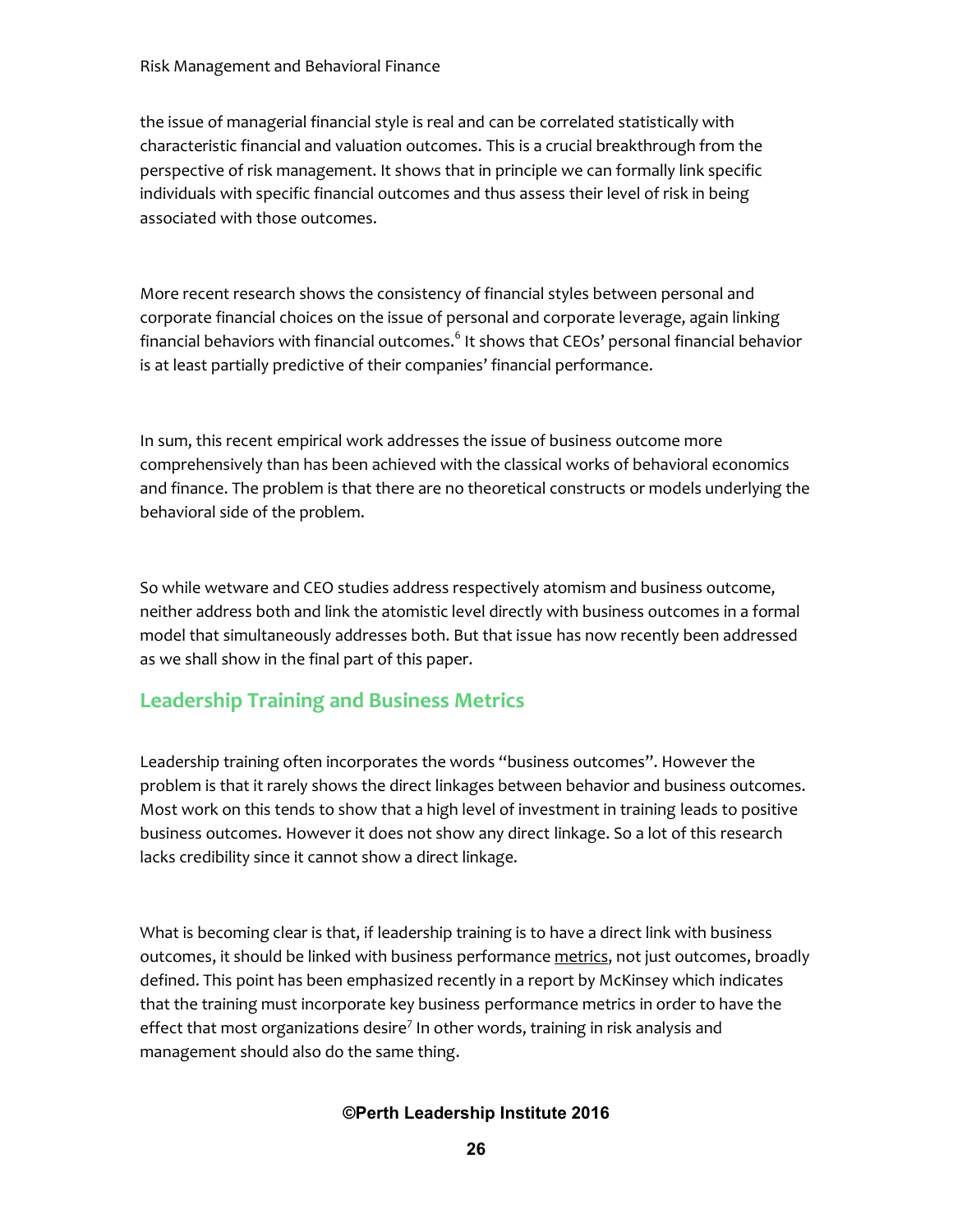the issue of managerial financial style is real and can be correlated statistically with characteristic financial and valuation outcomes. This is a crucial breakthrough from the perspective of risk management. It shows that in principle we can formally link specific individuals with specific financial outcomes and thus assess their level of risk in being associated with those outcomes.

More recent research shows the consistency of financial styles between personal and corporate financial choices on the issue of personal and corporate leverage, again linking financial behaviors with financial outcomes.[6] It shows that CEOs' personal financial behavior is at least partially predictive of their companies' financial performance.

In sum, this recent empirical work addresses the issue of business outcome more comprehensively than has been achieved with the classical works of behavioral economics and finance. The problem is that there are no theoretical constructs or models underlying the behavioral side of the problem.

So while wetware and CEO studies address respectively atomism and business outcome, neither address both and link the atomistic level directly with business outcomes in a formal model that simultaneously addresses both. But that issue has now recently been addressed as we shall show in the final part of this paper.

## Leadership Training and Business Metrics

Leadership training often incorporates the words "business outcomes". However the problem is that it rarely shows the direct linkages between behavior and business outcomes. Most work on this tends to show that a high level of investment in training leads to positive business outcomes. However it does not show any direct linkage. So a lot of this research lacks credibility since it cannot show a direct linkage.

What is becoming clear is that, if leadership training is to have a direct link with business outcomes, it should be linked with business performance metrics, not just outcomes, broadly defined. This point has been emphasized recently in a report by McKinsey which indicates that the training must incorporate key business performance metrics in order to have the effect that most organizations desire[7] In other words, training in risk analysis and management should also do the same thing.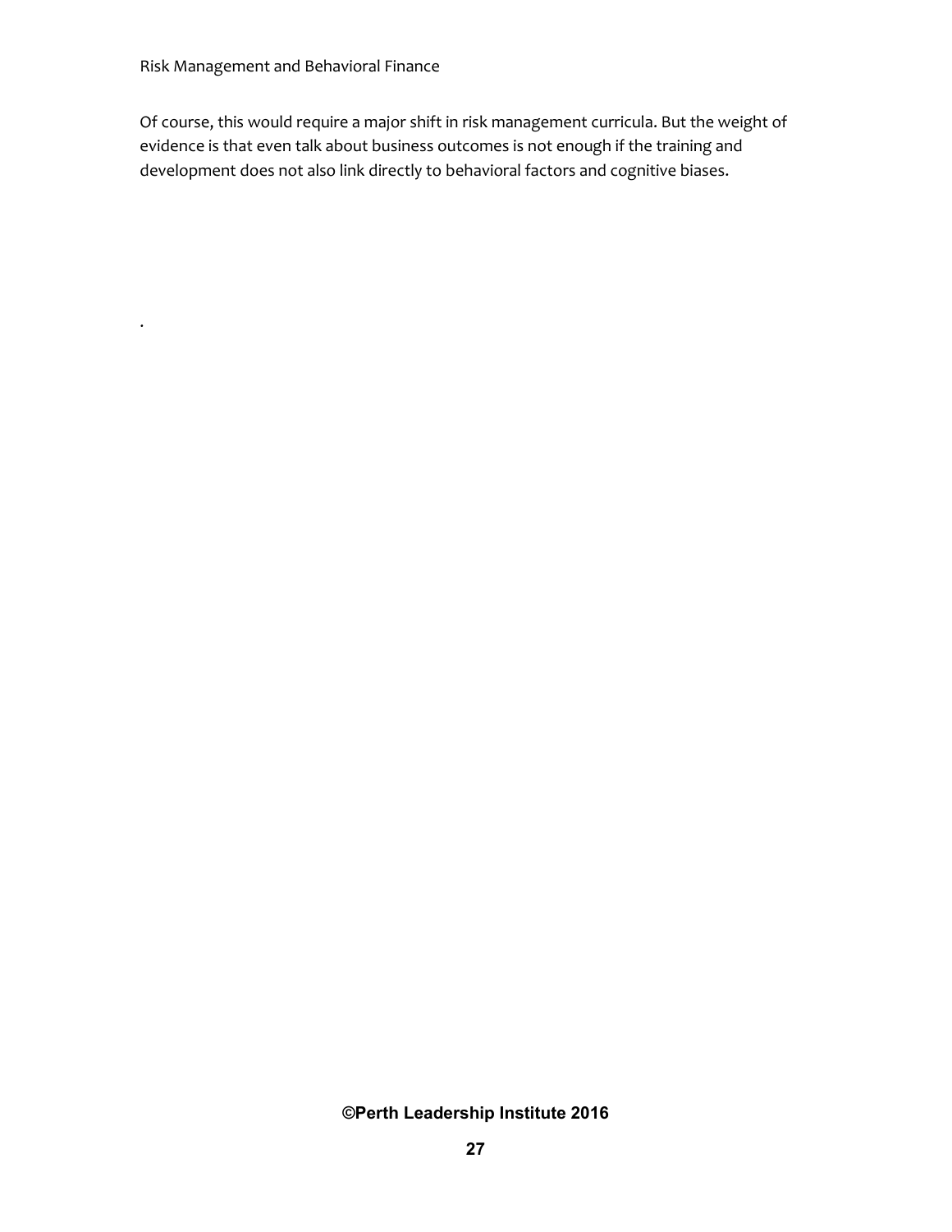Of course, this would require a major shift in risk management curricula. But the weight of evidence is that even talk about business outcomes is not enough if the training and development does not also link directly to behavioral factors and cognitive biases.

.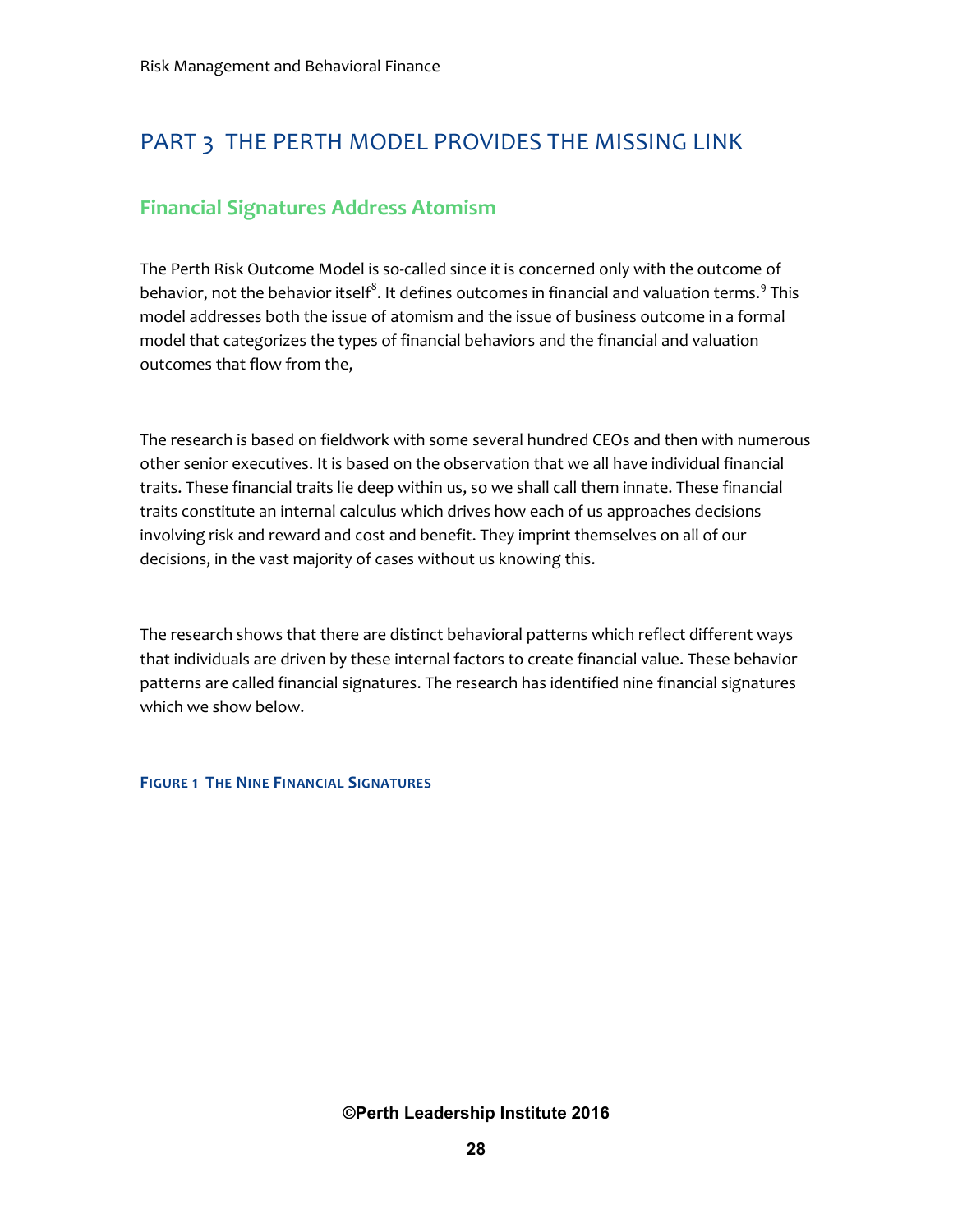# PART 3 THE PERTH MODEL PROVIDES THE MISSING LINK

## Financial Signatures Address Atomism

The Perth Risk Outcome Model is so-called since it is concerned only with the outcome of behavior, not the behavior itself[8]. It defines outcomes in financial and valuation terms.[9] This model addresses both the issue of atomism and the issue of business outcome in a formal model that categorizes the types of financial behaviors and the financial and valuation outcomes that flow from the,

The research is based on fieldwork with some several hundred CEOs and then with numerous other senior executives. It is based on the observation that we all have individual financial traits. These financial traits lie deep within us, so we shall call them innate. These financial traits constitute an internal calculus which drives how each of us approaches decisions involving risk and reward and cost and benefit. They imprint themselves on all of our decisions, in the vast majority of cases without us knowing this.

The research shows that there are distinct behavioral patterns which reflect different ways that individuals are driven by these internal factors to create financial value. These behavior patterns are called financial signatures. The research has identified nine financial signatures which we show below.

**FIGURE 1 THE NINE FINANCIAL SIGNATURES**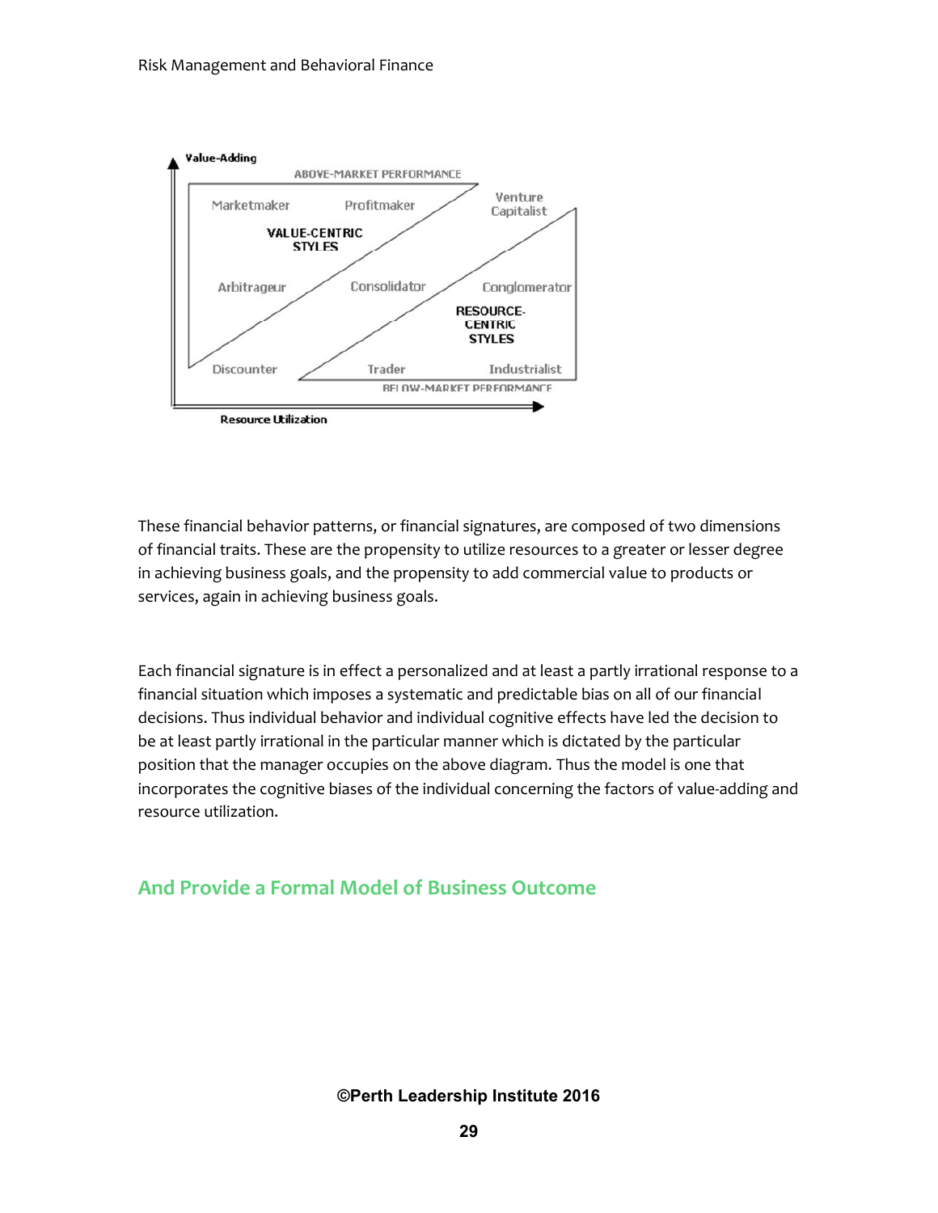These financial behavior patterns, or financial signatures, are composed of two dimensions of financial traits. These are the propensity to utilize resources to a greater or lesser degree in achieving business goals, and the propensity to add commercial value to products or services, again in achieving business goals.

Each financial signature is in effect a personalized and at least a partly irrational response to a financial situation which imposes a systematic and predictable bias on all of our financial decisions. Thus individual behavior and individual cognitive effects have led the decision to be at least partly irrational in the particular manner which is dictated by the particular position that the manager occupies on the above diagram. Thus the model is one that incorporates the cognitive biases of the individual concerning the factors of value-adding and resource utilization.

## And Provide a Formal Model of Business Outcome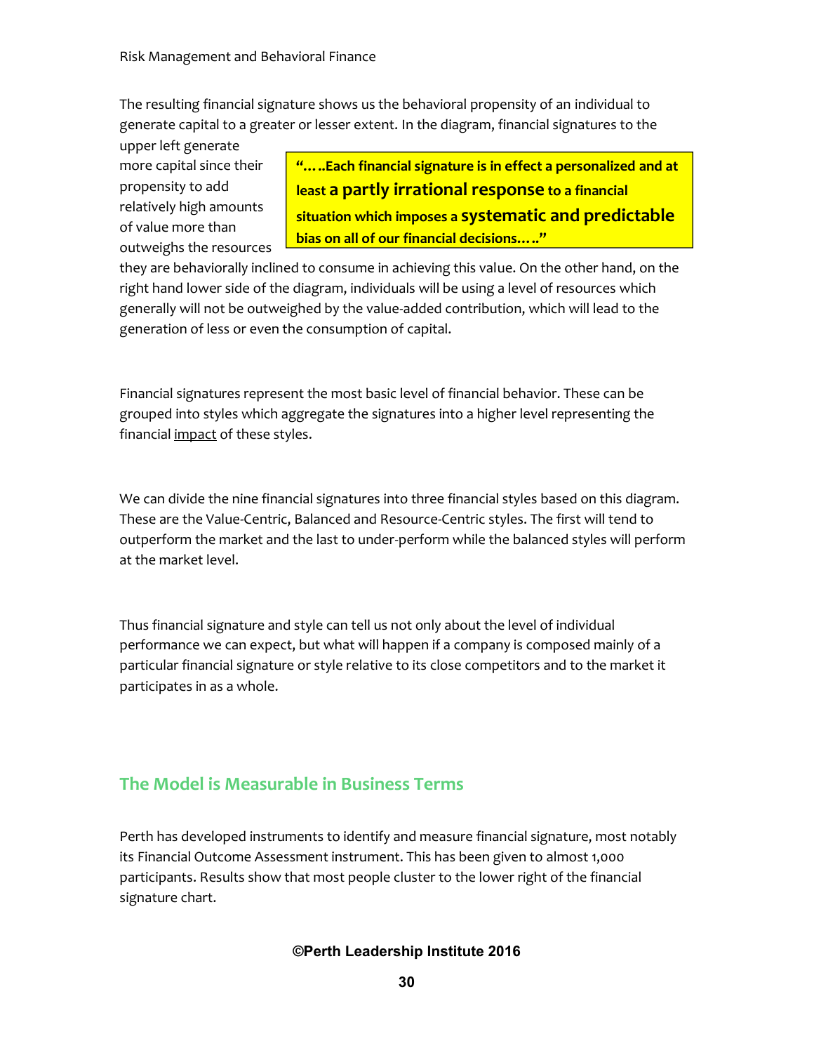The resulting financial signature shows us the behavioral propensity of an individual to generate capital to a greater or lesser extent. In the diagram, financial signatures to the upper left generate more capital since their propensity to add relatively high amounts of value more than outweighs the resources they are behaviorally inclined to consume in achieving this value. On the other hand, on the right hand lower side of the diagram, individuals will be using a level of resources which generally will not be outweighed by the value-added contribution, which will lead to the generation of less or even the consumption of capital.

> **"…..Each financial signature is in effect a personalized and at least a partly irrational response to a financial situation which imposes a systematic and predictable bias on all of our financial decisions….."**

Financial signatures represent the most basic level of financial behavior. These can be grouped into styles which aggregate the signatures into a higher level representing the financial impact of these styles.

We can divide the nine financial signatures into three financial styles based on this diagram. These are the Value-Centric, Balanced and Resource-Centric styles. The first will tend to outperform the market and the last to under-perform while the balanced styles will perform at the market level.

Thus financial signature and style can tell us not only about the level of individual performance we can expect, but what will happen if a company is composed mainly of a particular financial signature or style relative to its close competitors and to the market it participates in as a whole.

## The Model is Measurable in Business Terms

Perth has developed instruments to identify and measure financial signature, most notably its Financial Outcome Assessment instrument. This has been given to almost 1,000 participants. Results show that most people cluster to the lower right of the financial signature chart.

©Perth Leadership Institute 2016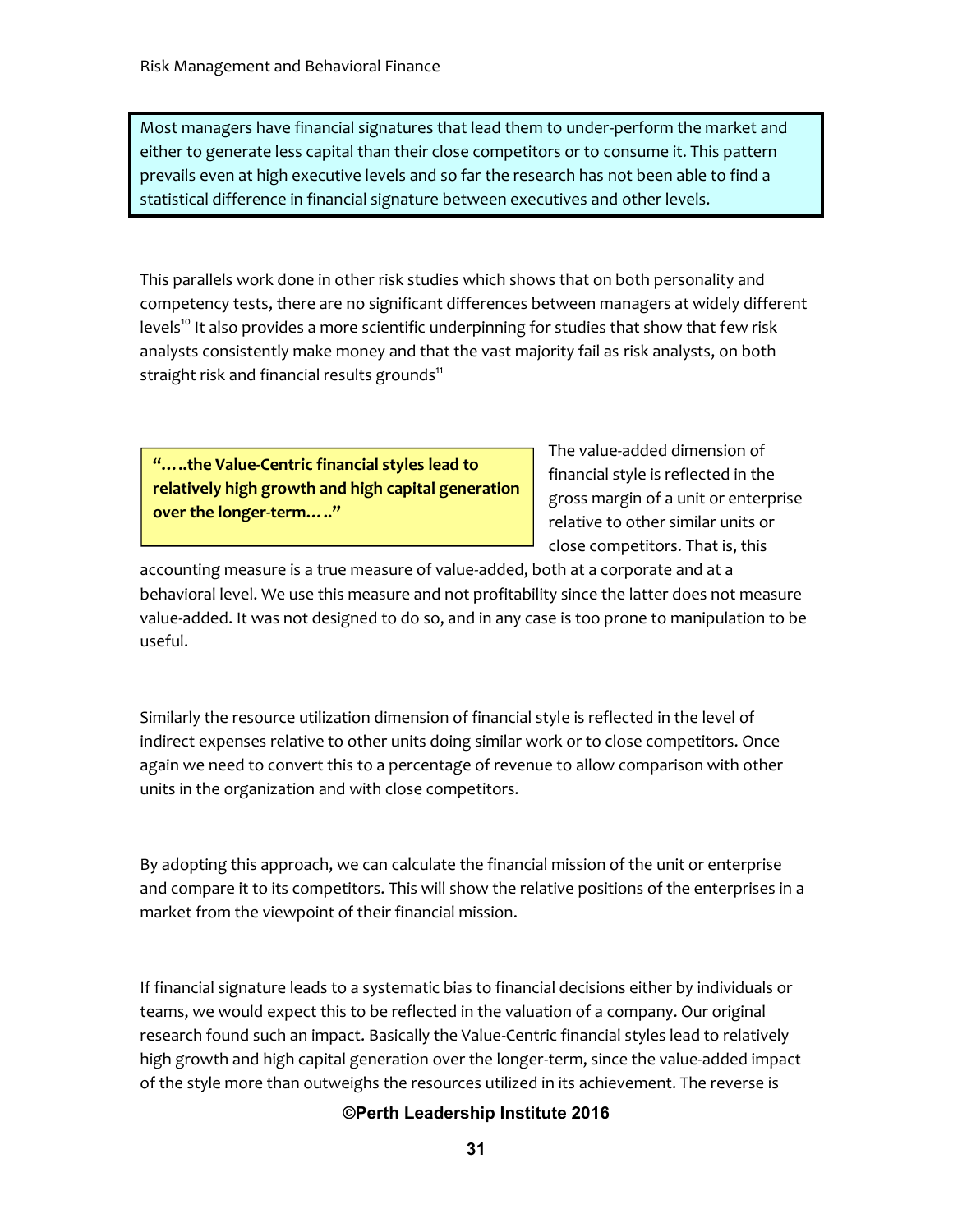> Most managers have financial signatures that lead them to under-perform the market and either to generate less capital than their close competitors or to consume it. This pattern prevails even at high executive levels and so far the research has not been able to find a statistical difference in financial signature between executives and other levels.

This parallels work done in other risk studies which shows that on both personality and competency tests, there are no significant differences between managers at widely different levels[10] It also provides a more scientific underpinning for studies that show that few risk analysts consistently make money and that the vast majority fail as risk analysts, on both straight risk and financial results grounds[11]

> **"…..the Value-Centric financial styles lead to relatively high growth and high capital generation over the longer-term….."**

The value-added dimension of financial style is reflected in the gross margin of a unit or enterprise relative to other similar units or close competitors. That is, this accounting measure is a true measure of value-added, both at a corporate and at a behavioral level. We use this measure and not profitability since the latter does not measure value-added. It was not designed to do so, and in any case is too prone to manipulation to be useful.

Similarly the resource utilization dimension of financial style is reflected in the level of indirect expenses relative to other units doing similar work or to close competitors. Once again we need to convert this to a percentage of revenue to allow comparison with other units in the organization and with close competitors.

By adopting this approach, we can calculate the financial mission of the unit or enterprise and compare it to its competitors. This will show the relative positions of the enterprises in a market from the viewpoint of their financial mission.

If financial signature leads to a systematic bias to financial decisions either by individuals or teams, we would expect this to be reflected in the valuation of a company. Our original research found such an impact. Basically the Value-Centric financial styles lead to relatively high growth and high capital generation over the longer-term, since the value-added impact of the style more than outweighs the resources utilized in its achievement. The reverse is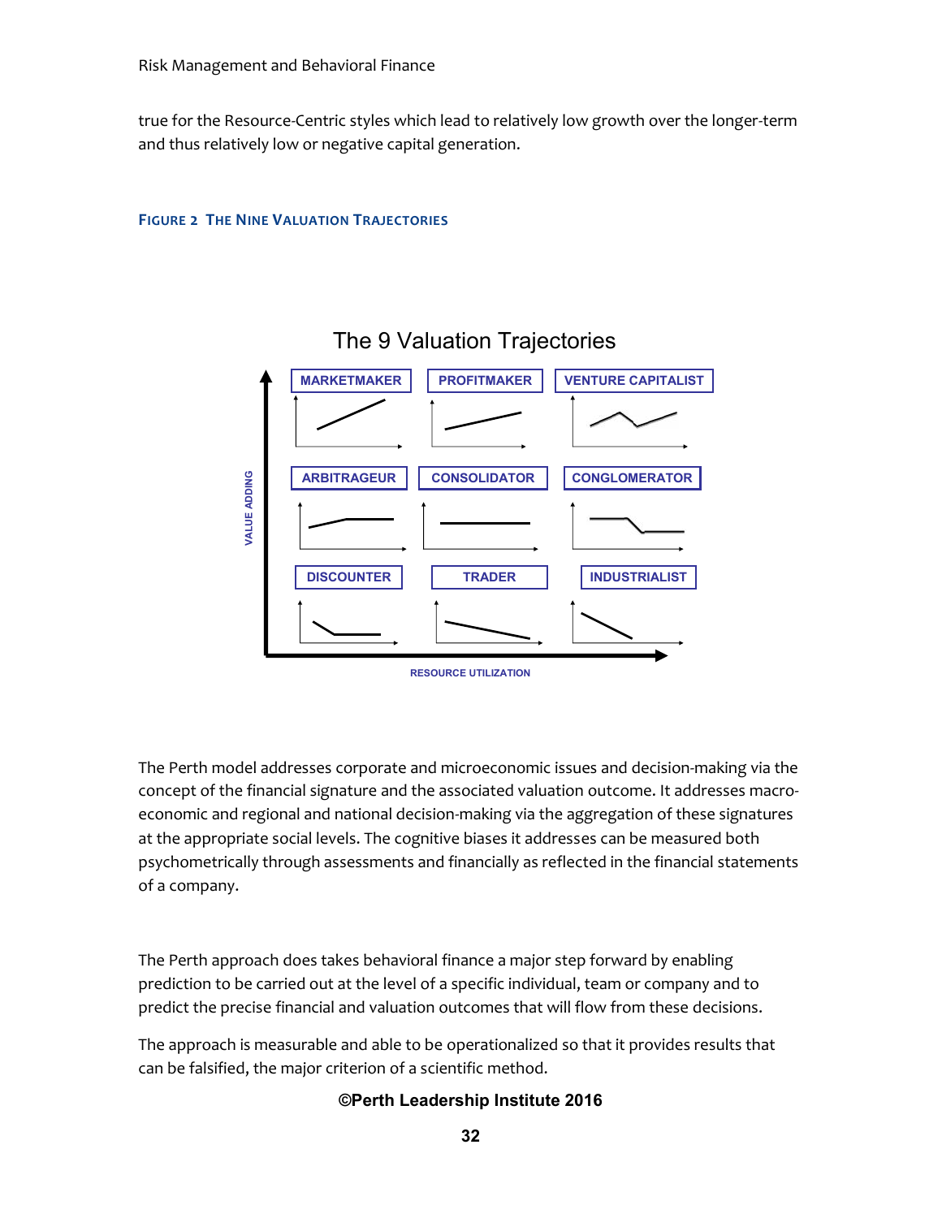true for the Resource-Centric styles which lead to relatively low growth over the longer-term and thus relatively low or negative capital generation.

**FIGURE 2 THE NINE VALUATION TRAJECTORIES**

The 9 Valuation Trajectories

| | | |
|---|---|---|
| MARKETMAKER | PROFITMAKER | VENTURE CAPITALIST |
| ARBITRAGEUR | CONSOLIDATOR | CONGLOMERATOR |
| DISCOUNTER | TRADER | INDUSTRIALIST |

VALUE ADDING

RESOURCE UTILIZATION

The Perth model addresses corporate and microeconomic issues and decision-making via the concept of the financial signature and the associated valuation outcome. It addresses macro-economic and regional and national decision-making via the aggregation of these signatures at the appropriate social levels. The cognitive biases it addresses can be measured both psychometrically through assessments and financially as reflected in the financial statements of a company.

The Perth approach does takes behavioral finance a major step forward by enabling prediction to be carried out at the level of a specific individual, team or company and to predict the precise financial and valuation outcomes that will flow from these decisions.

The approach is measurable and able to be operationalized so that it provides results that can be falsified, the major criterion of a scientific method.

**©Perth Leadership Institute 2016**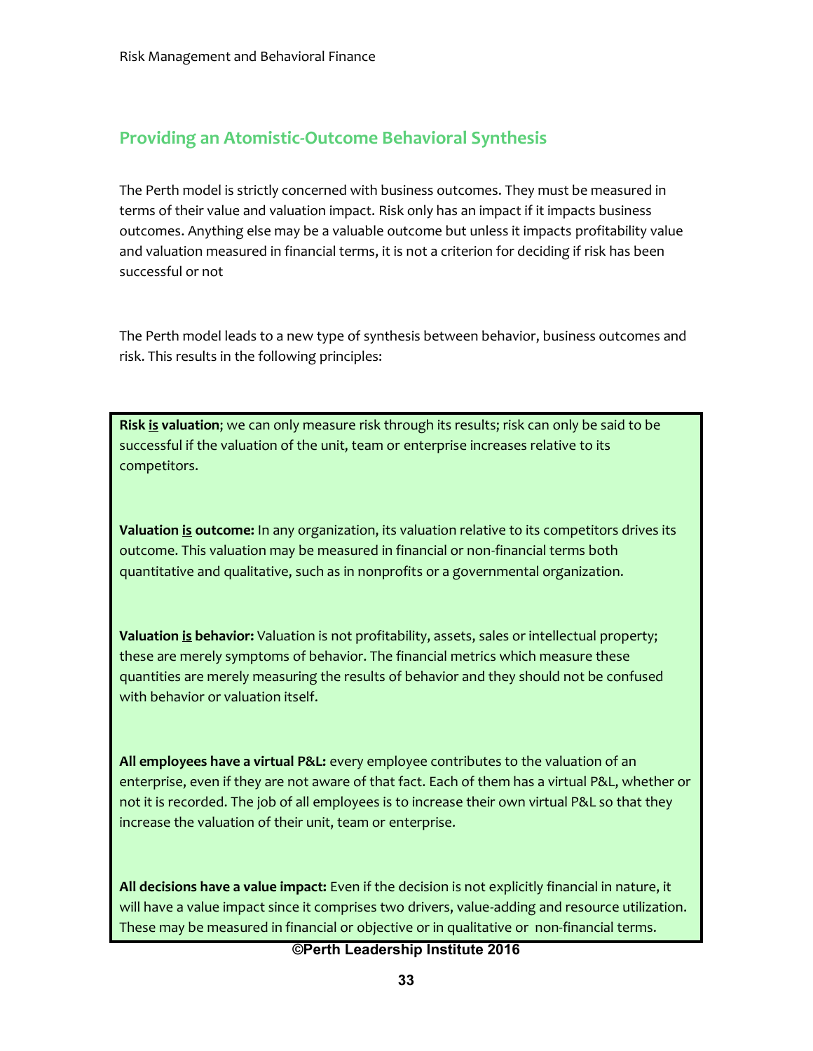## Providing an Atomistic-Outcome Behavioral Synthesis

The Perth model is strictly concerned with business outcomes. They must be measured in terms of their value and valuation impact. Risk only has an impact if it impacts business outcomes. Anything else may be a valuable outcome but unless it impacts profitability value and valuation measured in financial terms, it is not a criterion for deciding if risk has been successful or not

The Perth model leads to a new type of synthesis between behavior, business outcomes and risk. This results in the following principles:

**Risk <u>is</u> valuation**; we can only measure risk through its results; risk can only be said to be successful if the valuation of the unit, team or enterprise increases relative to its competitors.

**Valuation <u>is</u> outcome:** In any organization, its valuation relative to its competitors drives its outcome. This valuation may be measured in financial or non-financial terms both quantitative and qualitative, such as in nonprofits or a governmental organization.

**Valuation <u>is</u> behavior:** Valuation is not profitability, assets, sales or intellectual property; these are merely symptoms of behavior. The financial metrics which measure these quantities are merely measuring the results of behavior and they should not be confused with behavior or valuation itself.

**All employees have a virtual P&L:** every employee contributes to the valuation of an enterprise, even if they are not aware of that fact. Each of them has a virtual P&L, whether or not it is recorded. The job of all employees is to increase their own virtual P&L so that they increase the valuation of their unit, team or enterprise.

**All decisions have a value impact:** Even if the decision is not explicitly financial in nature, it will have a value impact since it comprises two drivers, value-adding and resource utilization. These may be measured in financial or objective or in qualitative or non-financial terms.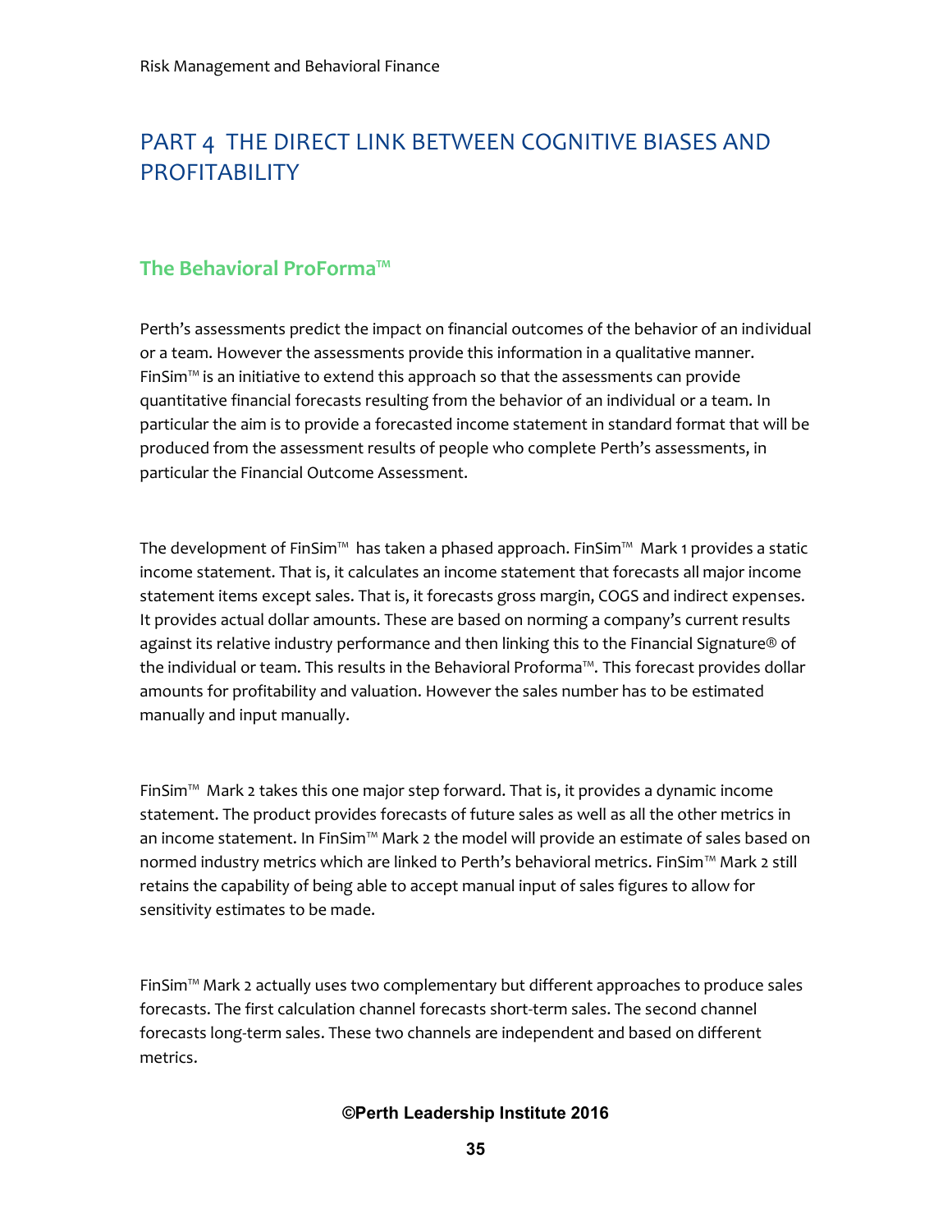# PART 4 THE DIRECT LINK BETWEEN COGNITIVE BIASES AND PROFITABILITY

## The Behavioral ProForma™

Perth's assessments predict the impact on financial outcomes of the behavior of an individual or a team. However the assessments provide this information in a qualitative manner. FinSim™ is an initiative to extend this approach so that the assessments can provide quantitative financial forecasts resulting from the behavior of an individual or a team. In particular the aim is to provide a forecasted income statement in standard format that will be produced from the assessment results of people who complete Perth's assessments, in particular the Financial Outcome Assessment.

The development of FinSim™ has taken a phased approach. FinSim™ Mark 1 provides a static income statement. That is, it calculates an income statement that forecasts all major income statement items except sales. That is, it forecasts gross margin, COGS and indirect expenses. It provides actual dollar amounts. These are based on norming a company's current results against its relative industry performance and then linking this to the Financial Signature® of the individual or team. This results in the Behavioral Proforma™. This forecast provides dollar amounts for profitability and valuation. However the sales number has to be estimated manually and input manually.

FinSim™ Mark 2 takes this one major step forward. That is, it provides a dynamic income statement. The product provides forecasts of future sales as well as all the other metrics in an income statement. In FinSim™ Mark 2 the model will provide an estimate of sales based on normed industry metrics which are linked to Perth's behavioral metrics. FinSim™ Mark 2 still retains the capability of being able to accept manual input of sales figures to allow for sensitivity estimates to be made.

FinSim™ Mark 2 actually uses two complementary but different approaches to produce sales forecasts. The first calculation channel forecasts short-term sales. The second channel forecasts long-term sales. These two channels are independent and based on different metrics.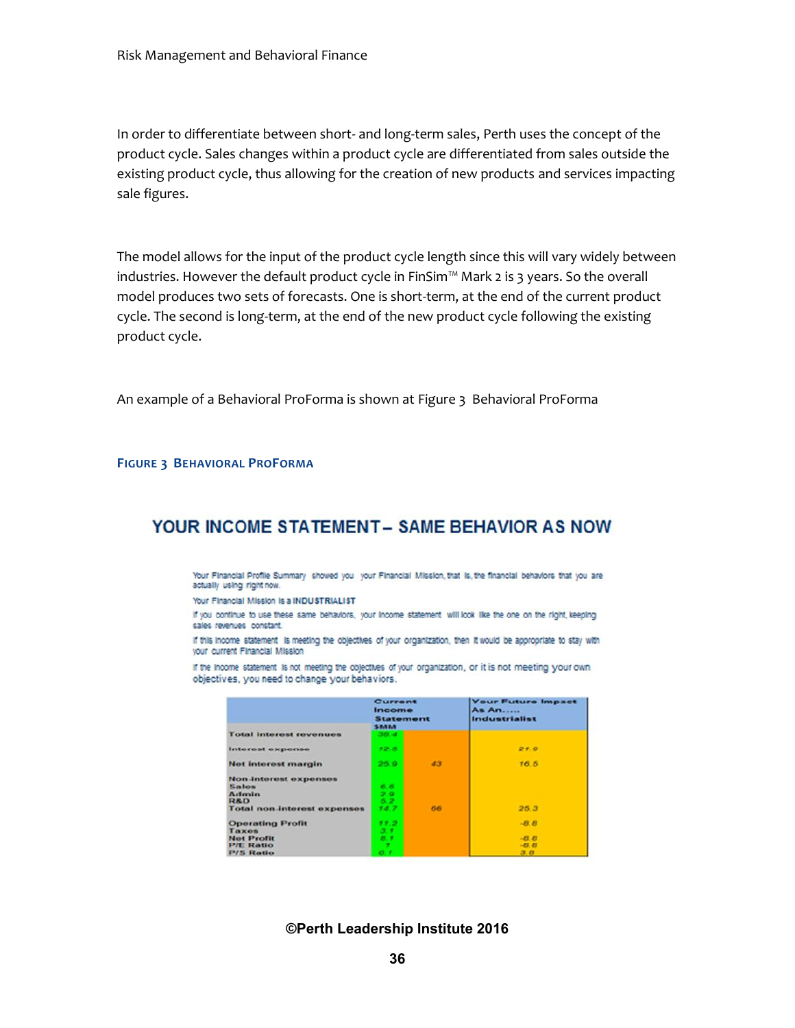In order to differentiate between short- and long-term sales, Perth uses the concept of the product cycle. Sales changes within a product cycle are differentiated from sales outside the existing product cycle, thus allowing for the creation of new products and services impacting sale figures.

The model allows for the input of the product cycle length since this will vary widely between industries. However the default product cycle in FinSim™ Mark 2 is 3 years. So the overall model produces two sets of forecasts. One is short-term, at the end of the current product cycle. The second is long-term, at the end of the new product cycle following the existing product cycle.

An example of a Behavioral ProForma is shown at Figure 3 Behavioral ProForma

**FIGURE 3 BEHAVIORAL PROFORMA**

## YOUR INCOME STATEMENT – SAME BEHAVIOR AS NOW

Your Financial Profile Summary showed you your Financial Mission, that is, the financial behaviors that you are actually using right now.

Your Financial Mission is a **INDUSTRIALIST**

If you continue to use these same behaviors, your income statement will look like the one on the right, keeping sales revenues constant.

If this income statement is meeting the objectives of your organization, then it would be appropriate to stay with your current Financial Mission

If the income statement is not meeting the objectives of your organization, or it is not meeting your own objectives, you need to change your behaviors.

| | Current Income Statement $MM | | Your Future Impact As An..... Industrialist |
|---|---|---|---|
| Total interest revenues | 38.4 | | |
| Interest expense | 12.5 | | 21.9 |
| Net interest margin | 25.9 | 43 | 16.5 |
| Non-interest expenses | | | |
| Sales | 6.6 | | |
| Admin | 2.9 | | |
| R&D | 5.2 | | |
| Total non-interest expenses | 14.7 | 66 | 25.3 |
| Operating Profit | 11.2 | | -8.8 |
| Taxes | 3.1 | | |
| Net Profit | 8.1 | | -8.8 |
| P/E Ratio | 7 | | -8.8 |
| P/S Ratio | 0.1 | | 3.8 |

©Perth Leadership Institute 2016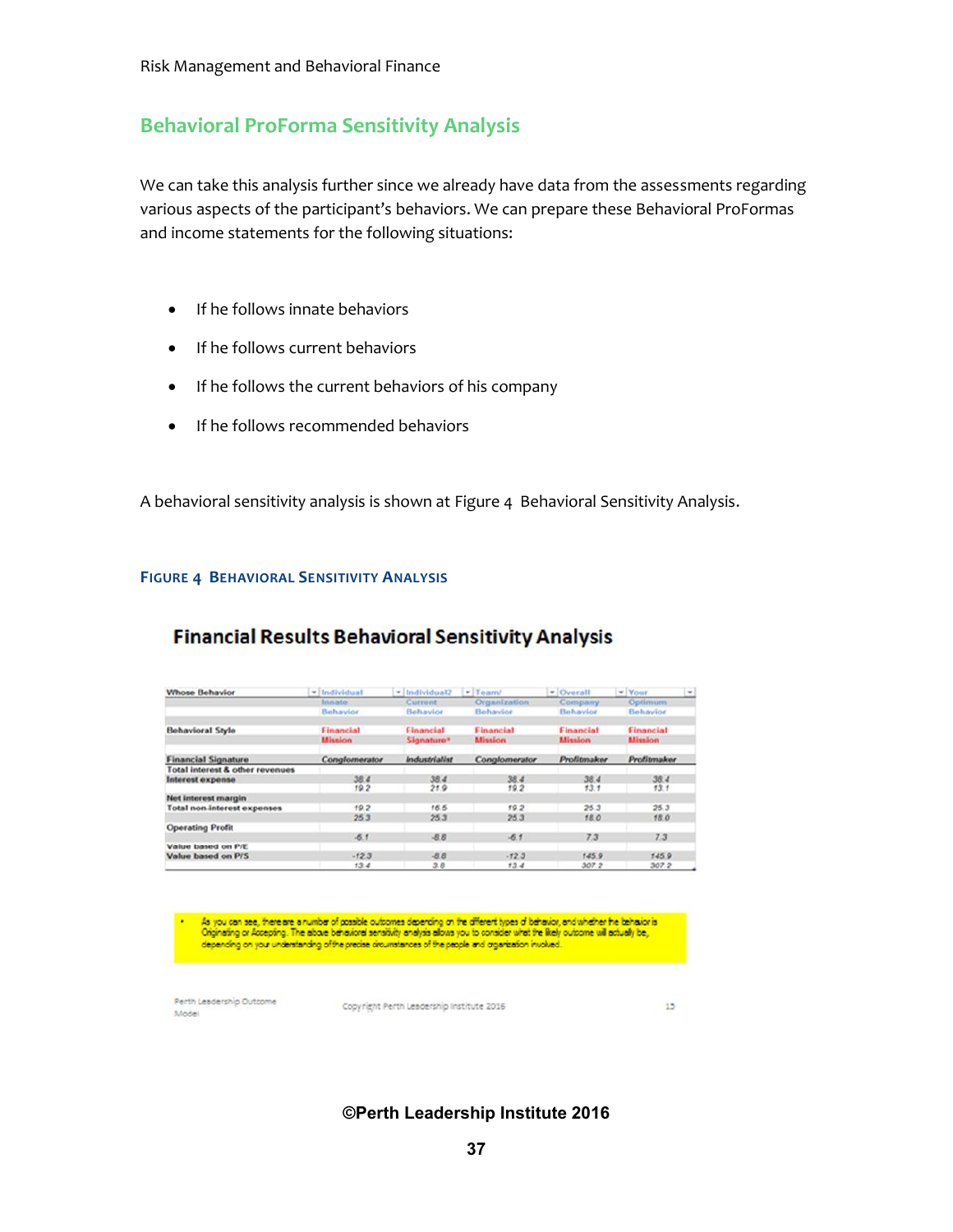## Behavioral ProForma Sensitivity Analysis

We can take this analysis further since we already have data from the assessments regarding various aspects of the participant's behaviors. We can prepare these Behavioral ProFormas and income statements for the following situations:

- If he follows innate behaviors
- If he follows current behaviors
- If he follows the current behaviors of his company
- If he follows recommended behaviors

A behavioral sensitivity analysis is shown at Figure 4 Behavioral Sensitivity Analysis.

### FIGURE 4 BEHAVIORAL SENSITIVITY ANALYSIS

**Financial Results Behavioral Sensitivity Analysis**

| Whose Behavior | Individual Innate Behavior | Individual2 Current Behavior | Team/ Organization Behavior | Overall Company Behavior | Your Optimum Behavior |
|---|---|---|---|---|---|
| Behavioral Style | Financial Mission | Financial Signature* | Financial Mission | Financial Mission | Financial Mission |
| Financial Signature | *Conglomerator* | *Industrialist* | *Conglomerator* | *Profitmaker* | *Profitmaker* |
| Total interest & other revenues | | | | | |
| Interest expense | 38.4 | 38.4 | 38.4 | 38.4 | 38.4 |
| | 19.2 | 21.9 | 19.2 | 13.1 | 13.1 |
| Net interest margin | | | | | |
| Total non-interest expenses | 19.2 | 16.5 | 19.2 | 25.3 | 25.3 |
| | 25.3 | 25.3 | 25.3 | 18.0 | 18.0 |
| Operating Profit | | | | | |
| | -6.1 | -8.8 | -6.1 | 7.3 | 7.3 |
| Value based on P/E | | | | | |
| Value based on P/S | -12.3 | -8.8 | -12.3 | 145.9 | 145.9 |
| | 13.4 | 3.8 | 13.4 | 307.2 | 307.2 |

- As you can see, there are a number of possible outcomes depending on the different types of behavior, and whether the behavior is Originating or Accepting. The above behavioral sensitivity analysis allows you to consider what the likely outcome will actually be, depending on your understanding of the precise circumstances of the people and organization involved.

Perth Leadership Outcome Model — Copyright Perth Leadership Institute 2016 — 15

**©Perth Leadership Institute 2016**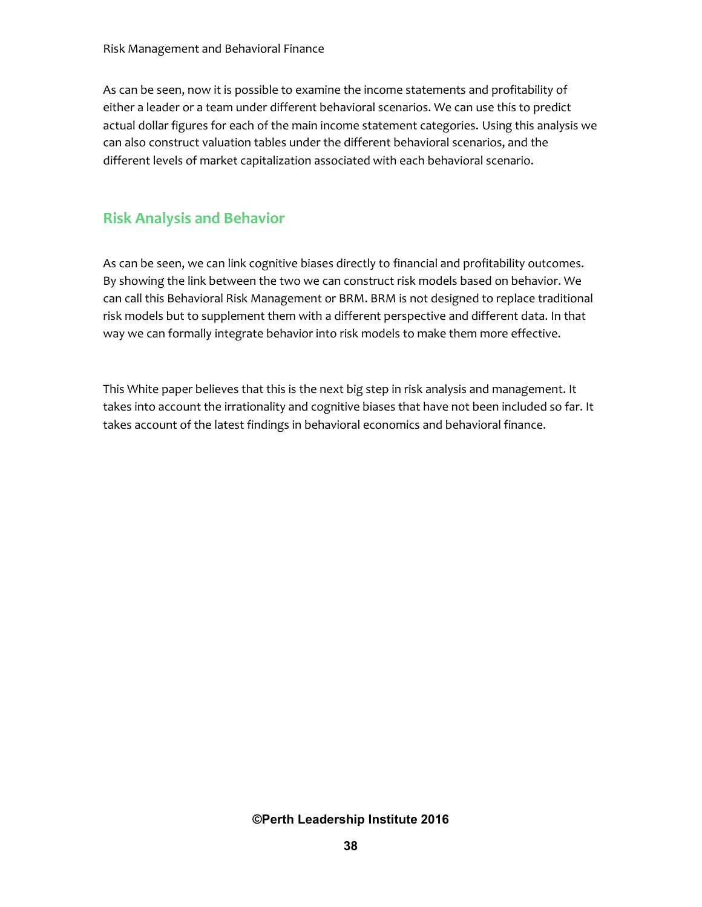As can be seen, now it is possible to examine the income statements and profitability of either a leader or a team under different behavioral scenarios. We can use this to predict actual dollar figures for each of the main income statement categories. Using this analysis we can also construct valuation tables under the different behavioral scenarios, and the different levels of market capitalization associated with each behavioral scenario.

## Risk Analysis and Behavior

As can be seen, we can link cognitive biases directly to financial and profitability outcomes. By showing the link between the two we can construct risk models based on behavior. We can call this Behavioral Risk Management or BRM. BRM is not designed to replace traditional risk models but to supplement them with a different perspective and different data. In that way we can formally integrate behavior into risk models to make them more effective.

This White paper believes that this is the next big step in risk analysis and management. It takes into account the irrationality and cognitive biases that have not been included so far. It takes account of the latest findings in behavioral economics and behavioral finance.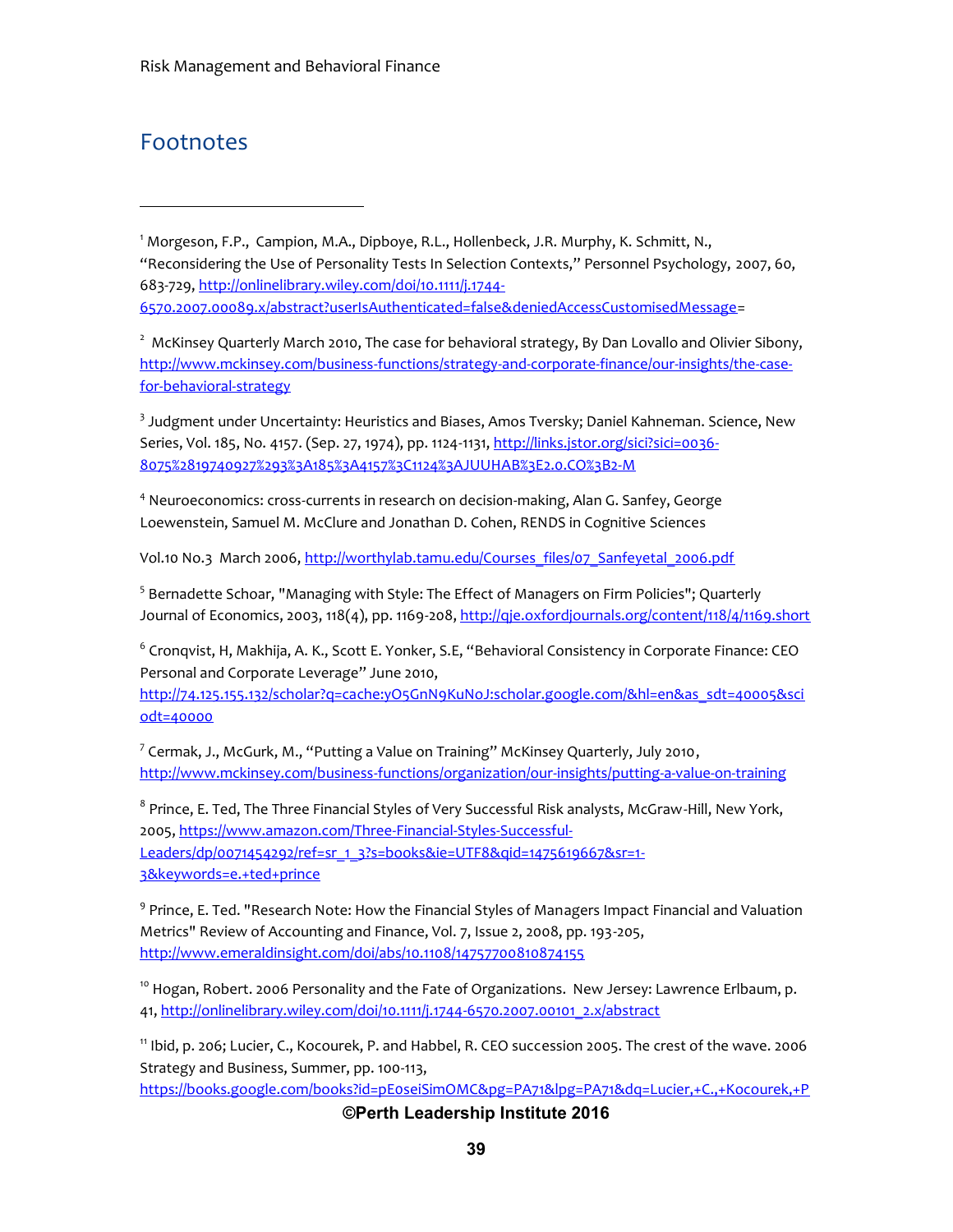## Footnotes

---

[1] Morgeson, F.P., Campion, M.A., Dipboye, R.L., Hollenbeck, J.R. Murphy, K. Schmitt, N., "Reconsidering the Use of Personality Tests In Selection Contexts," Personnel Psychology, 2007, 60, 683-729, http://onlinelibrary.wiley.com/doi/10.1111/j.1744-6570.2007.00089.x/abstract?userIsAuthenticated=false&deniedAccessCustomisedMessage=

[2] McKinsey Quarterly March 2010, The case for behavioral strategy, By Dan Lovallo and Olivier Sibony, http://www.mckinsey.com/business-functions/strategy-and-corporate-finance/our-insights/the-case-for-behavioral-strategy

[3] Judgment under Uncertainty: Heuristics and Biases, Amos Tversky; Daniel Kahneman. Science, New Series, Vol. 185, No. 4157. (Sep. 27, 1974), pp. 1124-1131, http://links.jstor.org/sici?sici=0036-8075%2819740927%293%3A185%3A4157%3C1124%3AJUUHAB%3E2.0.CO%3B2-M

[4] Neuroeconomics: cross-currents in research on decision-making, Alan G. Sanfey, George Loewenstein, Samuel M. McClure and Jonathan D. Cohen, RENDS in Cognitive Sciences

Vol.10 No.3 March 2006, http://worthylab.tamu.edu/Courses_files/07_Sanfeyetal_2006.pdf

[5] Bernadette Schoar, "Managing with Style: The Effect of Managers on Firm Policies"; Quarterly Journal of Economics, 2003, 118(4), pp. 1169-208, http://qje.oxfordjournals.org/content/118/4/1169.short

[6] Cronqvist, H, Makhija, A. K., Scott E. Yonker, S.E, "Behavioral Consistency in Corporate Finance: CEO Personal and Corporate Leverage" June 2010, http://74.125.155.132/scholar?q=cache:yO5GnN9KuNoJ:scholar.google.com/&hl=en&as_sdt=40005&sciodt=40000

[7] Cermak, J., McGurk, M., "Putting a Value on Training" McKinsey Quarterly, July 2010, http://www.mckinsey.com/business-functions/organization/our-insights/putting-a-value-on-training

[8] Prince, E. Ted, The Three Financial Styles of Very Successful Risk analysts, McGraw-Hill, New York, 2005, https://www.amazon.com/Three-Financial-Styles-Successful-Leaders/dp/0071454292/ref=sr_1_3?s=books&ie=UTF8&qid=1475619667&sr=1-3&keywords=e.+ted+prince

[9] Prince, E. Ted. "Research Note: How the Financial Styles of Managers Impact Financial and Valuation Metrics" Review of Accounting and Finance, Vol. 7, Issue 2, 2008, pp. 193-205, http://www.emeraldinsight.com/doi/abs/10.1108/14757700810874155

[10] Hogan, Robert. 2006 Personality and the Fate of Organizations. New Jersey: Lawrence Erlbaum, p. 41, http://onlinelibrary.wiley.com/doi/10.1111/j.1744-6570.2007.00101_2.x/abstract

[11] Ibid, p. 206; Lucier, C., Kocourek, P. and Habbel, R. CEO succession 2005. The crest of the wave. 2006 Strategy and Business, Summer, pp. 100-113, https://books.google.com/books?id=pE0seiSimOMC&pg=PA71&lpg=PA71&dq=Lucier,+C.,+Kocourek,+P

**©Perth Leadership Institute 2016**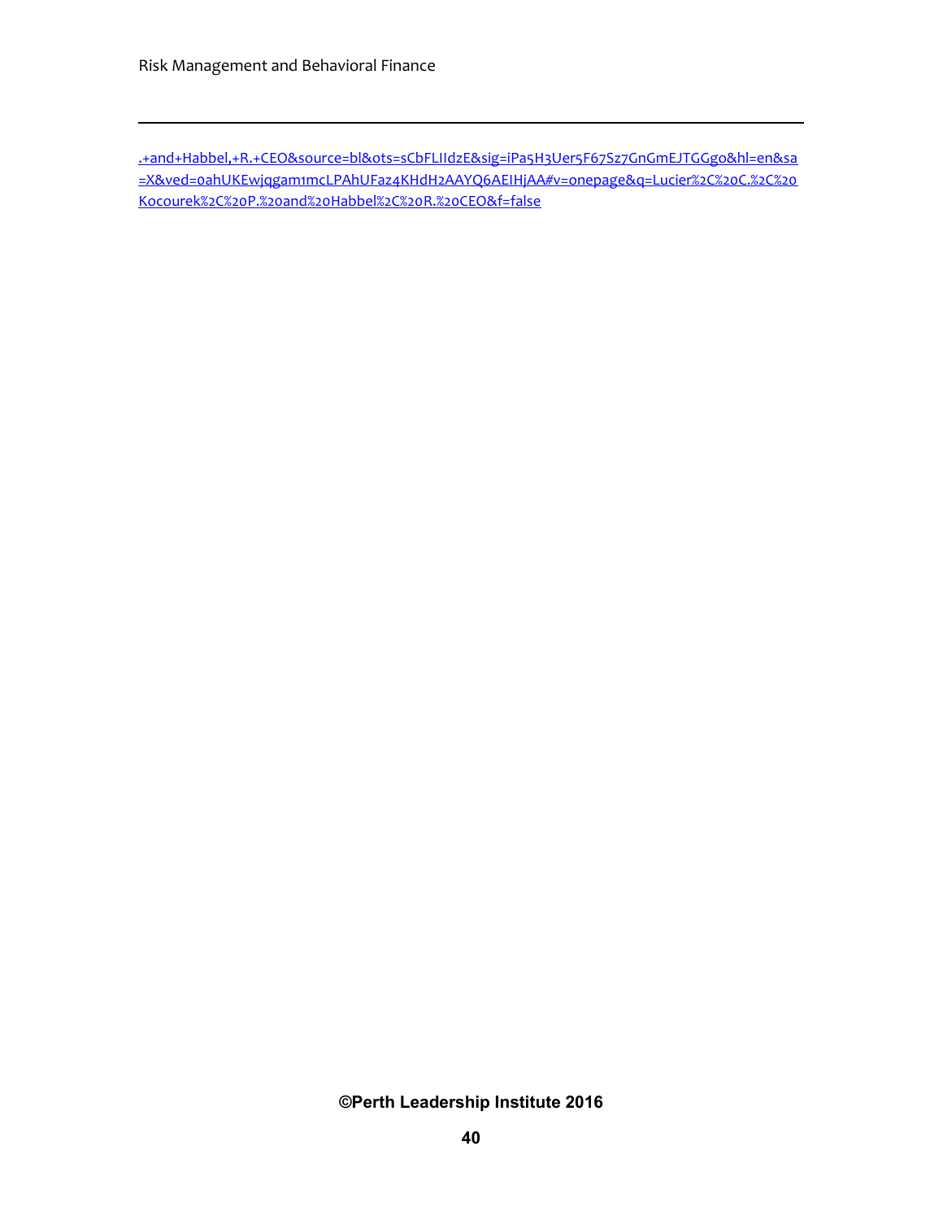.+and+Habbel,+R.+CEO&source=bl&ots=sCbFLIIdzE&sig=iPa5H3Uer5F67Sz7GnGmEJTGGgo&hl=en&sa=X&ved=0ahUKEwjqgam1mcLPAhUFaz4KHdH2AAYQ6AEIHjAA#v=onepage&q=Lucier%2C%20C.%2C%20Kocourek%2C%20P.%20and%20Habbel%2C%20R.%20CEO&f=false